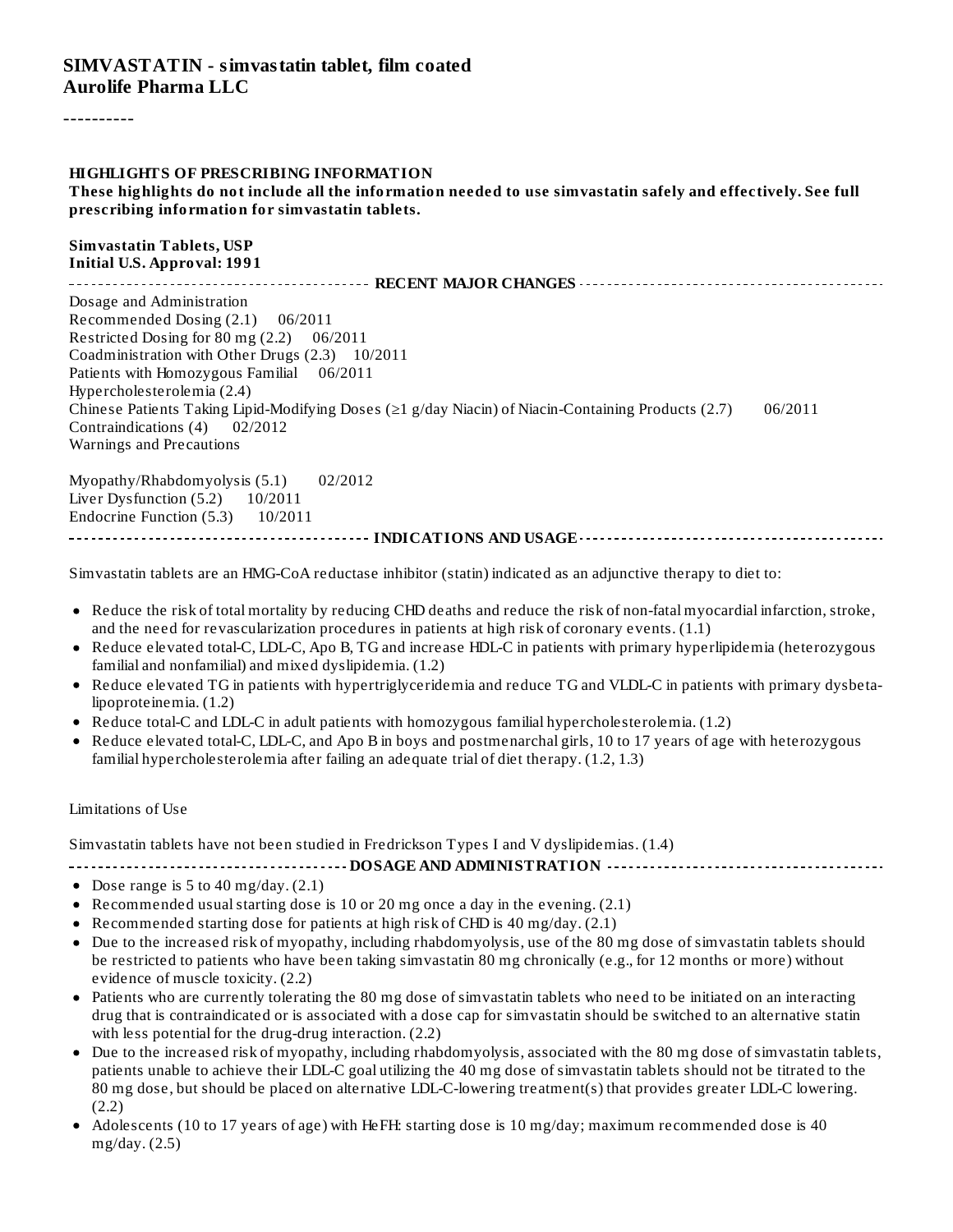# SIMVASTATIN - simvastatin tablet, film coated
**Aurolife Pharma LLC**

----------

**HIGHLIGHTS OF PRESCRIBING INFORMATION**

**These highlights do not include all the information needed to use simvastatin safely and effectively. See full prescribing information for simvastatin tablets.**

**Simvastatin Tablets, USP**
**Initial U.S. Approval: 1991**

## RECENT MAJOR CHANGES

Dosage and Administration
Recommended Dosing (2.1) 06/2011
Restricted Dosing for 80 mg (2.2) 06/2011
Coadministration with Other Drugs (2.3) 10/2011
Patients with Homozygous Familial Hypercholesterolemia (2.4) 06/2011
Chinese Patients Taking Lipid-Modifying Doses (≥1 g/day Niacin) of Niacin-Containing Products (2.7) 06/2011
Contraindications (4) 02/2012
Warnings and Precautions

Myopathy/Rhabdomyolysis (5.1) 02/2012
Liver Dysfunction (5.2) 10/2011
Endocrine Function (5.3) 10/2011

## INDICATIONS AND USAGE

Simvastatin tablets are an HMG-CoA reductase inhibitor (statin) indicated as an adjunctive therapy to diet to:

- Reduce the risk of total mortality by reducing CHD deaths and reduce the risk of non-fatal myocardial infarction, stroke, and the need for revascularization procedures in patients at high risk of coronary events. (1.1)
- Reduce elevated total-C, LDL-C, Apo B, TG and increase HDL-C in patients with primary hyperlipidemia (heterozygous familial and nonfamilial) and mixed dyslipidemia. (1.2)
- Reduce elevated TG in patients with hypertriglyceridemia and reduce TG and VLDL-C in patients with primary dysbeta-lipoproteinemia. (1.2)
- Reduce total-C and LDL-C in adult patients with homozygous familial hypercholesterolemia. (1.2)
- Reduce elevated total-C, LDL-C, and Apo B in boys and postmenarchal girls, 10 to 17 years of age with heterozygous familial hypercholesterolemia after failing an adequate trial of diet therapy. (1.2, 1.3)

Limitations of Use

Simvastatin tablets have not been studied in Fredrickson Types I and V dyslipidemias. (1.4)

## DOSAGE AND ADMINISTRATION

- Dose range is 5 to 40 mg/day. (2.1)
- Recommended usual starting dose is 10 or 20 mg once a day in the evening. (2.1)
- Recommended starting dose for patients at high risk of CHD is 40 mg/day. (2.1)
- Due to the increased risk of myopathy, including rhabdomyolysis, use of the 80 mg dose of simvastatin tablets should be restricted to patients who have been taking simvastatin 80 mg chronically (e.g., for 12 months or more) without evidence of muscle toxicity. (2.2)
- Patients who are currently tolerating the 80 mg dose of simvastatin tablets who need to be initiated on an interacting drug that is contraindicated or is associated with a dose cap for simvastatin should be switched to an alternative statin with less potential for the drug-drug interaction. (2.2)
- Due to the increased risk of myopathy, including rhabdomyolysis, associated with the 80 mg dose of simvastatin tablets, patients unable to achieve their LDL-C goal utilizing the 40 mg dose of simvastatin tablets should not be titrated to the 80 mg dose, but should be placed on alternative LDL-C-lowering treatment(s) that provides greater LDL-C lowering. (2.2)
- Adolescents (10 to 17 years of age) with HeFH: starting dose is 10 mg/day; maximum recommended dose is 40 mg/day. (2.5)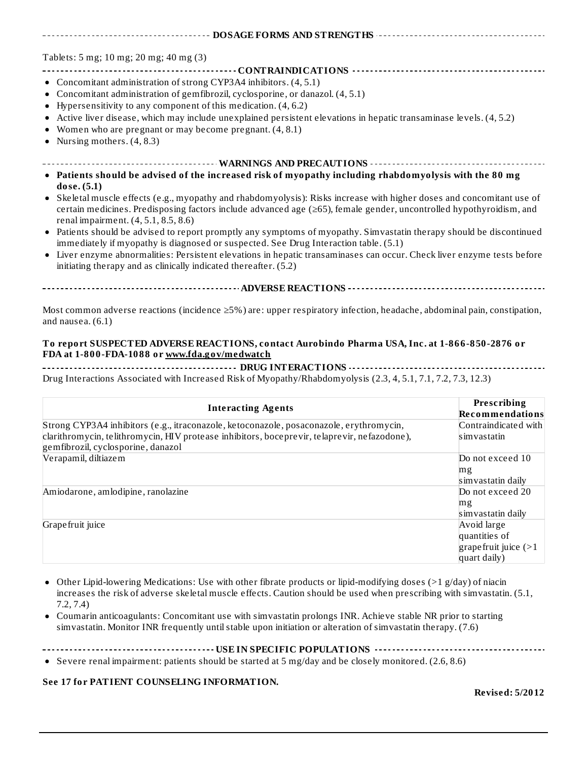## DOSAGE FORMS AND STRENGTHS

Tablets: 5 mg; 10 mg; 20 mg; 40 mg (3)

## CONTRAINDICATIONS

- Concomitant administration of strong CYP3A4 inhibitors. (4, 5.1)
- Concomitant administration of gemfibrozil, cyclosporine, or danazol. (4, 5.1)
- Hypersensitivity to any component of this medication. (4, 6.2)
- Active liver disease, which may include unexplained persistent elevations in hepatic transaminase levels. (4, 5.2)
- Women who are pregnant or may become pregnant. (4, 8.1)
- Nursing mothers. (4, 8.3)

## WARNINGS AND PRECAUTIONS

- **Patients should be advised of the increased risk of myopathy including rhabdomyolysis with the 80 mg dose. (5.1)**
- Skeletal muscle effects (e.g., myopathy and rhabdomyolysis): Risks increase with higher doses and concomitant use of certain medicines. Predisposing factors include advanced age (≥65), female gender, uncontrolled hypothyroidism, and renal impairment. (4, 5.1, 8.5, 8.6)
- Patients should be advised to report promptly any symptoms of myopathy. Simvastatin therapy should be discontinued immediately if myopathy is diagnosed or suspected. See Drug Interaction table. (5.1)
- Liver enzyme abnormalities: Persistent elevations in hepatic transaminases can occur. Check liver enzyme tests before initiating therapy and as clinically indicated thereafter. (5.2)

## ADVERSE REACTIONS

Most common adverse reactions (incidence ≥5%) are: upper respiratory infection, headache, abdominal pain, constipation, and nausea. (6.1)

**To report SUSPECTED ADVERSE REACTIONS, contact Aurobindo Pharma USA, Inc. at 1-866-850-2876 or FDA at 1-800-FDA-1088 or www.fda.gov/medwatch**

## DRUG INTERACTIONS

Drug Interactions Associated with Increased Risk of Myopathy/Rhabdomyolysis (2.3, 4, 5.1, 7.1, 7.2, 7.3, 12.3)

| Interacting Agents | Prescribing Recommendations |
|---|---|
| Strong CYP3A4 inhibitors (e.g., itraconazole, ketoconazole, posaconazole, erythromycin, clarithromycin, telithromycin, HIV protease inhibitors, boceprevir, telaprevir, nefazodone), gemfibrozil, cyclosporine, danazol | Contraindicated with simvastatin |
| Verapamil, diltiazem | Do not exceed 10 mg simvastatin daily |
| Amiodarone, amlodipine, ranolazine | Do not exceed 20 mg simvastatin daily |
| Grapefruit juice | Avoid large quantities of grapefruit juice (>1 quart daily) |

- Other Lipid-lowering Medications: Use with other fibrate products or lipid-modifying doses (>1 g/day) of niacin increases the risk of adverse skeletal muscle effects. Caution should be used when prescribing with simvastatin. (5.1, 7.2, 7.4)
- Coumarin anticoagulants: Concomitant use with simvastatin prolongs INR. Achieve stable NR prior to starting simvastatin. Monitor INR frequently until stable upon initiation or alteration of simvastatin therapy. (7.6)

## USE IN SPECIFIC POPULATIONS

- Severe renal impairment: patients should be started at 5 mg/day and be closely monitored. (2.6, 8.6)

**See 17 for PATIENT COUNSELING INFORMATION.**

**Revised: 5/2012**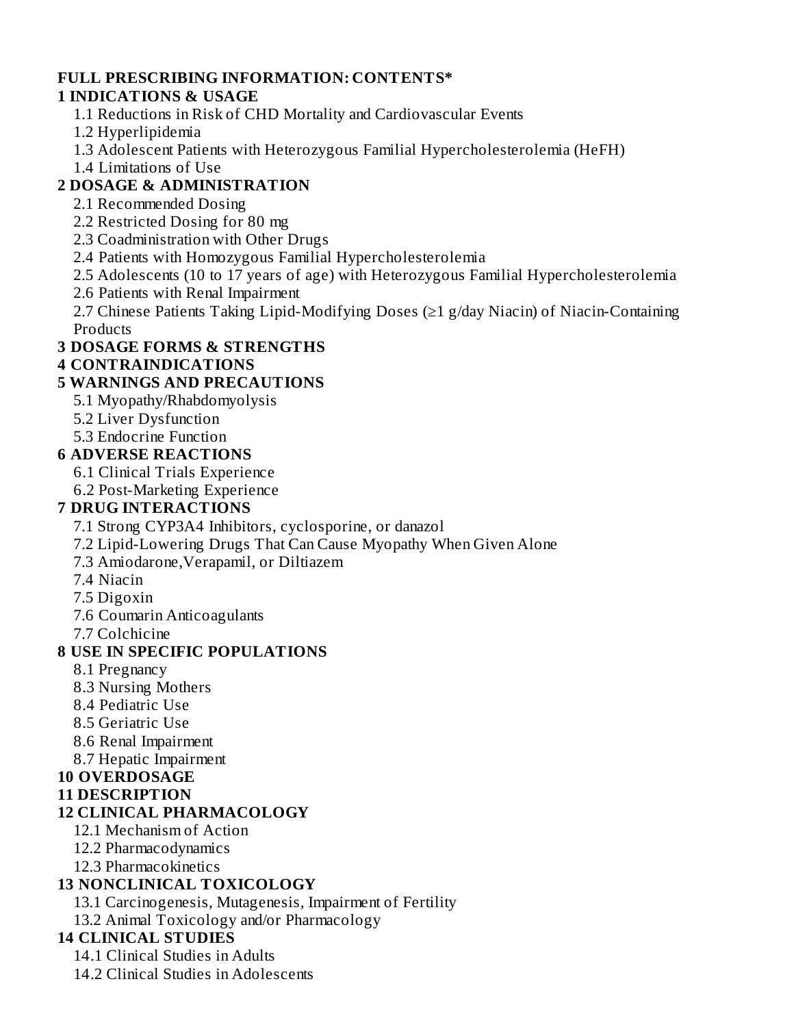**FULL PRESCRIBING INFORMATION: CONTENTS***

**1 INDICATIONS & USAGE**

- 1.1 Reductions in Risk of CHD Mortality and Cardiovascular Events
- 1.2 Hyperlipidemia
- 1.3 Adolescent Patients with Heterozygous Familial Hypercholesterolemia (HeFH)
- 1.4 Limitations of Use

**2 DOSAGE & ADMINISTRATION**

- 2.1 Recommended Dosing
- 2.2 Restricted Dosing for 80 mg
- 2.3 Coadministration with Other Drugs
- 2.4 Patients with Homozygous Familial Hypercholesterolemia
- 2.5 Adolescents (10 to 17 years of age) with Heterozygous Familial Hypercholesterolemia
- 2.6 Patients with Renal Impairment
- 2.7 Chinese Patients Taking Lipid-Modifying Doses (≥1 g/day Niacin) of Niacin-Containing Products

**3 DOSAGE FORMS & STRENGTHS**

**4 CONTRAINDICATIONS**

**5 WARNINGS AND PRECAUTIONS**

- 5.1 Myopathy/Rhabdomyolysis
- 5.2 Liver Dysfunction
- 5.3 Endocrine Function

**6 ADVERSE REACTIONS**

- 6.1 Clinical Trials Experience
- 6.2 Post-Marketing Experience

**7 DRUG INTERACTIONS**

- 7.1 Strong CYP3A4 Inhibitors, cyclosporine, or danazol
- 7.2 Lipid-Lowering Drugs That Can Cause Myopathy When Given Alone
- 7.3 Amiodarone,Verapamil, or Diltiazem
- 7.4 Niacin
- 7.5 Digoxin
- 7.6 Coumarin Anticoagulants
- 7.7 Colchicine

**8 USE IN SPECIFIC POPULATIONS**

- 8.1 Pregnancy
- 8.3 Nursing Mothers
- 8.4 Pediatric Use
- 8.5 Geriatric Use
- 8.6 Renal Impairment
- 8.7 Hepatic Impairment

**10 OVERDOSAGE**

**11 DESCRIPTION**

**12 CLINICAL PHARMACOLOGY**

- 12.1 Mechanism of Action
- 12.2 Pharmacodynamics
- 12.3 Pharmacokinetics

**13 NONCLINICAL TOXICOLOGY**

- 13.1 Carcinogenesis, Mutagenesis, Impairment of Fertility
- 13.2 Animal Toxicology and/or Pharmacology

**14 CLINICAL STUDIES**

- 14.1 Clinical Studies in Adults
- 14.2 Clinical Studies in Adolescents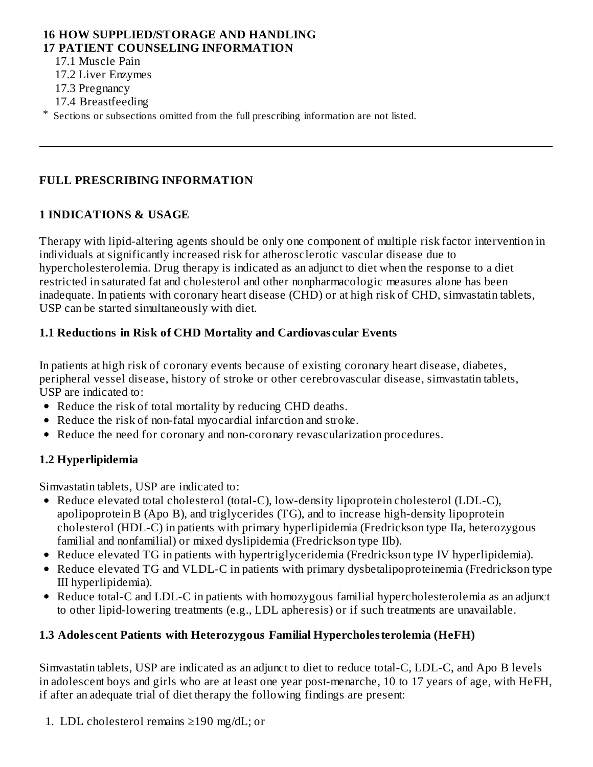**16 HOW SUPPLIED/STORAGE AND HANDLING**

**17 PATIENT COUNSELING INFORMATION**

17.1 Muscle Pain

17.2 Liver Enzymes

17.3 Pregnancy

17.4 Breastfeeding

* Sections or subsections omitted from the full prescribing information are not listed.

---

## FULL PRESCRIBING INFORMATION

## 1 INDICATIONS & USAGE

Therapy with lipid-altering agents should be only one component of multiple risk factor intervention in individuals at significantly increased risk for atherosclerotic vascular disease due to hypercholesterolemia. Drug therapy is indicated as an adjunct to diet when the response to a diet restricted in saturated fat and cholesterol and other nonpharmacologic measures alone has been inadequate. In patients with coronary heart disease (CHD) or at high risk of CHD, simvastatin tablets, USP can be started simultaneously with diet.

### 1.1 Reductions in Risk of CHD Mortality and Cardiovascular Events

In patients at high risk of coronary events because of existing coronary heart disease, diabetes, peripheral vessel disease, history of stroke or other cerebrovascular disease, simvastatin tablets, USP are indicated to:

- Reduce the risk of total mortality by reducing CHD deaths.
- Reduce the risk of non-fatal myocardial infarction and stroke.
- Reduce the need for coronary and non-coronary revascularization procedures.

### 1.2 Hyperlipidemia

Simvastatin tablets, USP are indicated to:

- Reduce elevated total cholesterol (total-C), low-density lipoprotein cholesterol (LDL-C), apolipoprotein B (Apo B), and triglycerides (TG), and to increase high-density lipoprotein cholesterol (HDL-C) in patients with primary hyperlipidemia (Fredrickson type IIa, heterozygous familial and nonfamilial) or mixed dyslipidemia (Fredrickson type IIb).
- Reduce elevated TG in patients with hypertriglyceridemia (Fredrickson type IV hyperlipidemia).
- Reduce elevated TG and VLDL-C in patients with primary dysbetalipoproteinemia (Fredrickson type III hyperlipidemia).
- Reduce total-C and LDL-C in patients with homozygous familial hypercholesterolemia as an adjunct to other lipid-lowering treatments (e.g., LDL apheresis) or if such treatments are unavailable.

### 1.3 Adolescent Patients with Heterozygous Familial Hypercholesterolemia (HeFH)

Simvastatin tablets, USP are indicated as an adjunct to diet to reduce total-C, LDL-C, and Apo B levels in adolescent boys and girls who are at least one year post-menarche, 10 to 17 years of age, with HeFH, if after an adequate trial of diet therapy the following findings are present:

1. LDL cholesterol remains ≥190 mg/dL; or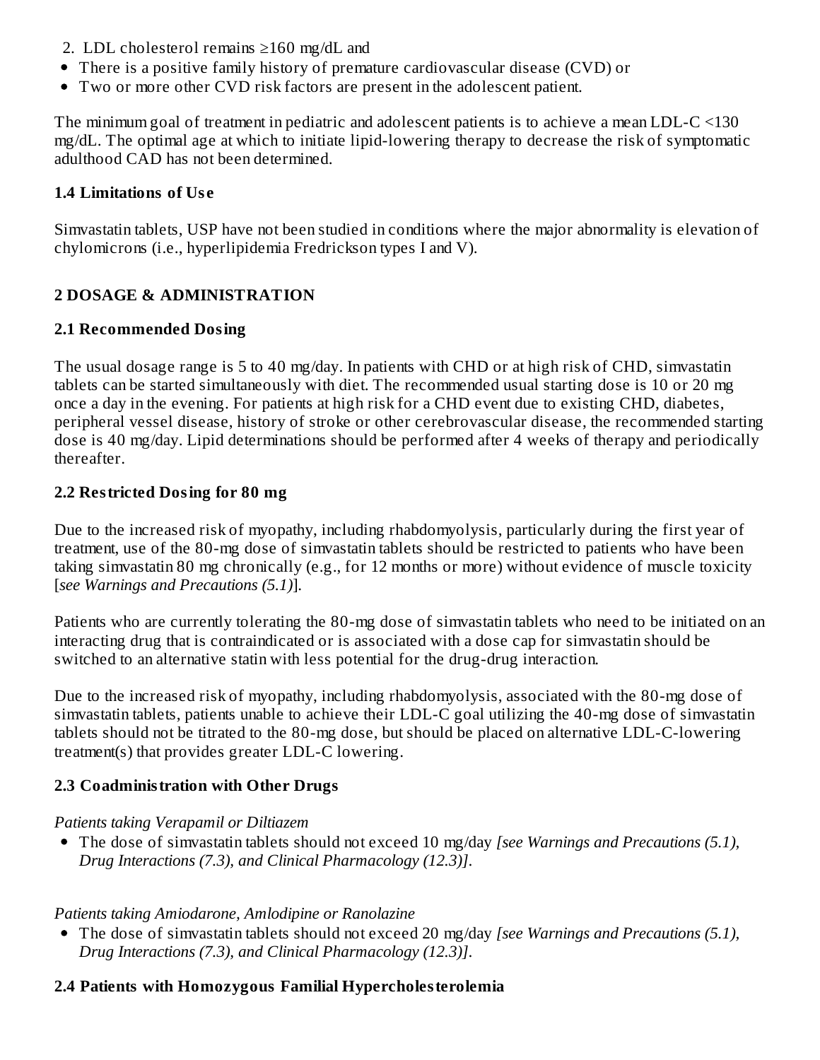2. LDL cholesterol remains ≥160 mg/dL and

- There is a positive family history of premature cardiovascular disease (CVD) or
- Two or more other CVD risk factors are present in the adolescent patient.

The minimum goal of treatment in pediatric and adolescent patients is to achieve a mean LDL-C <130 mg/dL. The optimal age at which to initiate lipid-lowering therapy to decrease the risk of symptomatic adulthood CAD has not been determined.

### 1.4 Limitations of Use

Simvastatin tablets, USP have not been studied in conditions where the major abnormality is elevation of chylomicrons (i.e., hyperlipidemia Fredrickson types I and V).

## 2 DOSAGE & ADMINISTRATION

### 2.1 Recommended Dosing

The usual dosage range is 5 to 40 mg/day. In patients with CHD or at high risk of CHD, simvastatin tablets can be started simultaneously with diet. The recommended usual starting dose is 10 or 20 mg once a day in the evening. For patients at high risk for a CHD event due to existing CHD, diabetes, peripheral vessel disease, history of stroke or other cerebrovascular disease, the recommended starting dose is 40 mg/day. Lipid determinations should be performed after 4 weeks of therapy and periodically thereafter.

### 2.2 Restricted Dosing for 80 mg

Due to the increased risk of myopathy, including rhabdomyolysis, particularly during the first year of treatment, use of the 80-mg dose of simvastatin tablets should be restricted to patients who have been taking simvastatin 80 mg chronically (e.g., for 12 months or more) without evidence of muscle toxicity [*see Warnings and Precautions (5.1)*].

Patients who are currently tolerating the 80-mg dose of simvastatin tablets who need to be initiated on an interacting drug that is contraindicated or is associated with a dose cap for simvastatin should be switched to an alternative statin with less potential for the drug-drug interaction.

Due to the increased risk of myopathy, including rhabdomyolysis, associated with the 80-mg dose of simvastatin tablets, patients unable to achieve their LDL-C goal utilizing the 40-mg dose of simvastatin tablets should not be titrated to the 80-mg dose, but should be placed on alternative LDL-C-lowering treatment(s) that provides greater LDL-C lowering.

### 2.3 Coadministration with Other Drugs

*Patients taking Verapamil or Diltiazem*

- The dose of simvastatin tablets should not exceed 10 mg/day *[see Warnings and Precautions (5.1), Drug Interactions (7.3), and Clinical Pharmacology (12.3)]*.

*Patients taking Amiodarone, Amlodipine or Ranolazine*

- The dose of simvastatin tablets should not exceed 20 mg/day *[see Warnings and Precautions (5.1), Drug Interactions (7.3), and Clinical Pharmacology (12.3)]*.

### 2.4 Patients with Homozygous Familial Hypercholesterolemia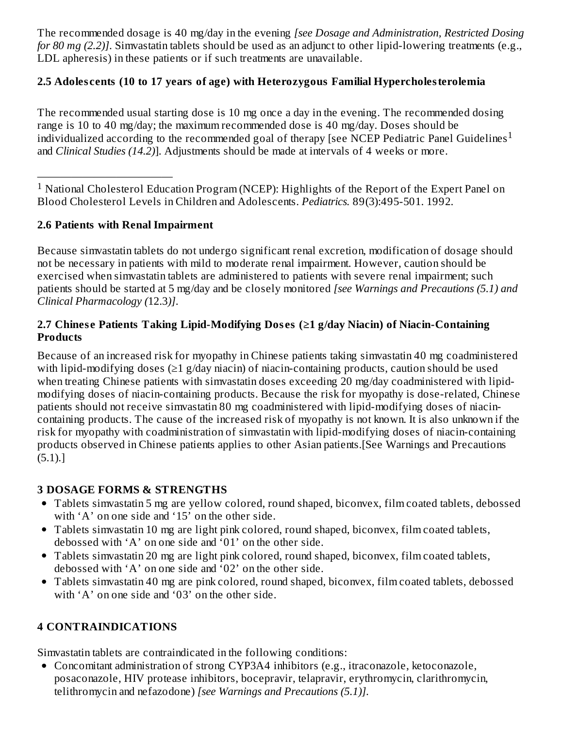The recommended dosage is 40 mg/day in the evening *[see Dosage and Administration, Restricted Dosing for 80 mg (2.2)]*. Simvastatin tablets should be used as an adjunct to other lipid-lowering treatments (e.g., LDL apheresis) in these patients or if such treatments are unavailable.

## 2.5 Adolescents (10 to 17 years of age) with Heterozygous Familial Hypercholesterolemia

The recommended usual starting dose is 10 mg once a day in the evening. The recommended dosing range is 10 to 40 mg/day; the maximum recommended dose is 40 mg/day. Doses should be individualized according to the recommended goal of therapy [see NCEP Pediatric Panel Guidelines[1] and *Clinical Studies (14.2)*]. Adjustments should be made at intervals of 4 weeks or more.

[1] National Cholesterol Education Program (NCEP): Highlights of the Report of the Expert Panel on Blood Cholesterol Levels in Children and Adolescents. *Pediatrics.* 89(3):495-501. 1992.

## 2.6 Patients with Renal Impairment

Because simvastatin tablets do not undergo significant renal excretion, modification of dosage should not be necessary in patients with mild to moderate renal impairment. However, caution should be exercised when simvastatin tablets are administered to patients with severe renal impairment; such patients should be started at 5 mg/day and be closely monitored *[see Warnings and Precautions (5.1) and Clinical Pharmacology (12.3)]*.

## 2.7 Chinese Patients Taking Lipid-Modifying Doses (≥1 g/day Niacin) of Niacin-Containing Products

Because of an increased risk for myopathy in Chinese patients taking simvastatin 40 mg coadministered with lipid-modifying doses (≥1 g/day niacin) of niacin-containing products, caution should be used when treating Chinese patients with simvastatin doses exceeding 20 mg/day coadministered with lipid-modifying doses of niacin-containing products. Because the risk for myopathy is dose-related, Chinese patients should not receive simvastatin 80 mg coadministered with lipid-modifying doses of niacin-containing products. The cause of the increased risk of myopathy is not known. It is also unknown if the risk for myopathy with coadministration of simvastatin with lipid-modifying doses of niacin-containing products observed in Chinese patients applies to other Asian patients.[See Warnings and Precautions (5.1).]

# 3 DOSAGE FORMS & STRENGTHS

- Tablets simvastatin 5 mg are yellow colored, round shaped, biconvex, film coated tablets, debossed with 'A' on one side and '15' on the other side.
- Tablets simvastatin 10 mg are light pink colored, round shaped, biconvex, film coated tablets, debossed with 'A' on one side and '01' on the other side.
- Tablets simvastatin 20 mg are light pink colored, round shaped, biconvex, film coated tablets, debossed with 'A' on one side and '02' on the other side.
- Tablets simvastatin 40 mg are pink colored, round shaped, biconvex, film coated tablets, debossed with 'A' on one side and '03' on the other side.

# 4 CONTRAINDICATIONS

Simvastatin tablets are contraindicated in the following conditions:

- Concomitant administration of strong CYP3A4 inhibitors (e.g., itraconazole, ketoconazole, posaconazole, HIV protease inhibitors, bocepravir, telapravir, erythromycin, clarithromycin, telithromycin and nefazodone) *[see Warnings and Precautions (5.1)]*.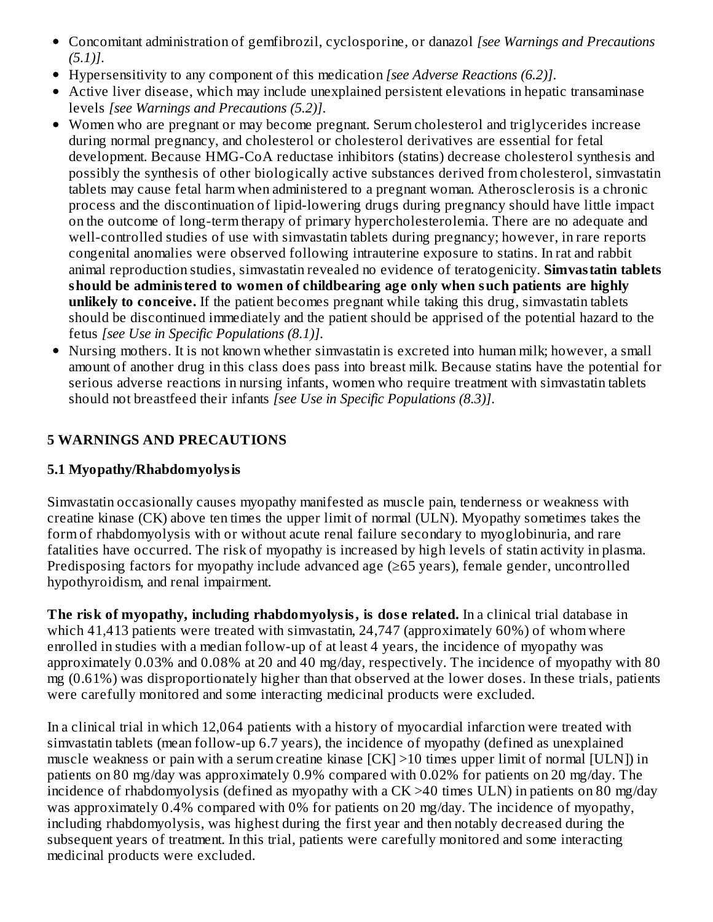- Concomitant administration of gemfibrozil, cyclosporine, or danazol *[see Warnings and Precautions (5.1)]*.
- Hypersensitivity to any component of this medication *[see Adverse Reactions (6.2)]*.
- Active liver disease, which may include unexplained persistent elevations in hepatic transaminase levels *[see Warnings and Precautions (5.2)]*.
- Women who are pregnant or may become pregnant. Serum cholesterol and triglycerides increase during normal pregnancy, and cholesterol or cholesterol derivatives are essential for fetal development. Because HMG-CoA reductase inhibitors (statins) decrease cholesterol synthesis and possibly the synthesis of other biologically active substances derived from cholesterol, simvastatin tablets may cause fetal harm when administered to a pregnant woman. Atherosclerosis is a chronic process and the discontinuation of lipid-lowering drugs during pregnancy should have little impact on the outcome of long-term therapy of primary hypercholesterolemia. There are no adequate and well-controlled studies of use with simvastatin tablets during pregnancy; however, in rare reports congenital anomalies were observed following intrauterine exposure to statins. In rat and rabbit animal reproduction studies, simvastatin revealed no evidence of teratogenicity. **Simvastatin tablets should be administered to women of childbearing age only when such patients are highly unlikely to conceive.** If the patient becomes pregnant while taking this drug, simvastatin tablets should be discontinued immediately and the patient should be apprised of the potential hazard to the fetus *[see Use in Specific Populations (8.1)]*.
- Nursing mothers. It is not known whether simvastatin is excreted into human milk; however, a small amount of another drug in this class does pass into breast milk. Because statins have the potential for serious adverse reactions in nursing infants, women who require treatment with simvastatin tablets should not breastfeed their infants *[see Use in Specific Populations (8.3)]*.

## 5 WARNINGS AND PRECAUTIONS

### 5.1 Myopathy/Rhabdomyolysis

Simvastatin occasionally causes myopathy manifested as muscle pain, tenderness or weakness with creatine kinase (CK) above ten times the upper limit of normal (ULN). Myopathy sometimes takes the form of rhabdomyolysis with or without acute renal failure secondary to myoglobinuria, and rare fatalities have occurred. The risk of myopathy is increased by high levels of statin activity in plasma. Predisposing factors for myopathy include advanced age (≥65 years), female gender, uncontrolled hypothyroidism, and renal impairment.

**The risk of myopathy, including rhabdomyolysis, is dose related.** In a clinical trial database in which 41,413 patients were treated with simvastatin, 24,747 (approximately 60%) of whom where enrolled in studies with a median follow-up of at least 4 years, the incidence of myopathy was approximately 0.03% and 0.08% at 20 and 40 mg/day, respectively. The incidence of myopathy with 80 mg (0.61%) was disproportionately higher than that observed at the lower doses. In these trials, patients were carefully monitored and some interacting medicinal products were excluded.

In a clinical trial in which 12,064 patients with a history of myocardial infarction were treated with simvastatin tablets (mean follow-up 6.7 years), the incidence of myopathy (defined as unexplained muscle weakness or pain with a serum creatine kinase [CK] >10 times upper limit of normal [ULN]) in patients on 80 mg/day was approximately 0.9% compared with 0.02% for patients on 20 mg/day. The incidence of rhabdomyolysis (defined as myopathy with a CK >40 times ULN) in patients on 80 mg/day was approximately 0.4% compared with 0% for patients on 20 mg/day. The incidence of myopathy, including rhabdomyolysis, was highest during the first year and then notably decreased during the subsequent years of treatment. In this trial, patients were carefully monitored and some interacting medicinal products were excluded.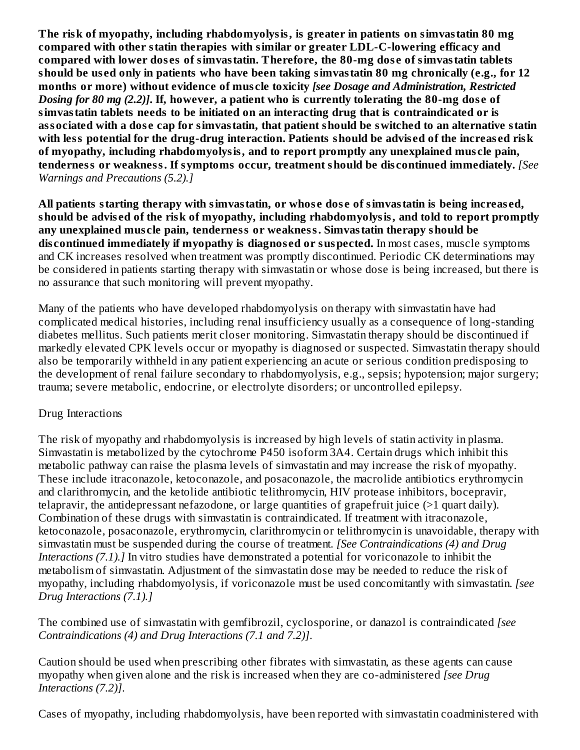**The risk of myopathy, including rhabdomyolysis, is greater in patients on simvastatin 80 mg compared with other statin therapies with similar or greater LDL-C-lowering efficacy and compared with lower doses of simvastatin. Therefore, the 80-mg dose of simvastatin tablets should be used only in patients who have been taking simvastatin 80 mg chronically (e.g., for 12 months or more) without evidence of muscle toxicity** ***[see Dosage and Administration, Restricted Dosing for 80 mg (2.2)]*****. If, however, a patient who is currently tolerating the 80-mg dose of simvastatin tablets needs to be initiated on an interacting drug that is contraindicated or is associated with a dose cap for simvastatin, that patient should be switched to an alternative statin with less potential for the drug-drug interaction. Patients should be advised of the increased risk of myopathy, including rhabdomyolysis, and to report promptly any unexplained muscle pain, tenderness or weakness. If symptoms occur, treatment should be discontinued immediately.** *[See Warnings and Precautions (5.2).]*

**All patients starting therapy with simvastatin, or whose dose of simvastatin is being increased, should be advised of the risk of myopathy, including rhabdomyolysis, and told to report promptly any unexplained muscle pain, tenderness or weakness. Simvastatin therapy should be discontinued immediately if myopathy is diagnosed or suspected.** In most cases, muscle symptoms and CK increases resolved when treatment was promptly discontinued. Periodic CK determinations may be considered in patients starting therapy with simvastatin or whose dose is being increased, but there is no assurance that such monitoring will prevent myopathy.

Many of the patients who have developed rhabdomyolysis on therapy with simvastatin have had complicated medical histories, including renal insufficiency usually as a consequence of long-standing diabetes mellitus. Such patients merit closer monitoring. Simvastatin therapy should be discontinued if markedly elevated CPK levels occur or myopathy is diagnosed or suspected. Simvastatin therapy should also be temporarily withheld in any patient experiencing an acute or serious condition predisposing to the development of renal failure secondary to rhabdomyolysis, e.g., sepsis; hypotension; major surgery; trauma; severe metabolic, endocrine, or electrolyte disorders; or uncontrolled epilepsy.

Drug Interactions

The risk of myopathy and rhabdomyolysis is increased by high levels of statin activity in plasma. Simvastatin is metabolized by the cytochrome P450 isoform 3A4. Certain drugs which inhibit this metabolic pathway can raise the plasma levels of simvastatin and may increase the risk of myopathy. These include itraconazole, ketoconazole, and posaconazole, the macrolide antibiotics erythromycin and clarithromycin, and the ketolide antibiotic telithromycin, HIV protease inhibitors, bocepravir, telapravir, the antidepressant nefazodone, or large quantities of grapefruit juice (>1 quart daily). Combination of these drugs with simvastatin is contraindicated. If treatment with itraconazole, ketoconazole, posaconazole, erythromycin, clarithromycin or telithromycin is unavoidable, therapy with simvastatin must be suspended during the course of treatment. *[See Contraindications (4) and Drug Interactions (7.1).]* In vitro studies have demonstrated a potential for voriconazole to inhibit the metabolism of simvastatin. Adjustment of the simvastatin dose may be needed to reduce the risk of myopathy, including rhabdomyolysis, if voriconazole must be used concomitantly with simvastatin. *[see Drug Interactions (7.1).]*

The combined use of simvastatin with gemfibrozil, cyclosporine, or danazol is contraindicated *[see Contraindications (4) and Drug Interactions (7.1 and 7.2)]*.

Caution should be used when prescribing other fibrates with simvastatin, as these agents can cause myopathy when given alone and the risk is increased when they are co-administered *[see Drug Interactions (7.2)]*.

Cases of myopathy, including rhabdomyolysis, have been reported with simvastatin coadministered with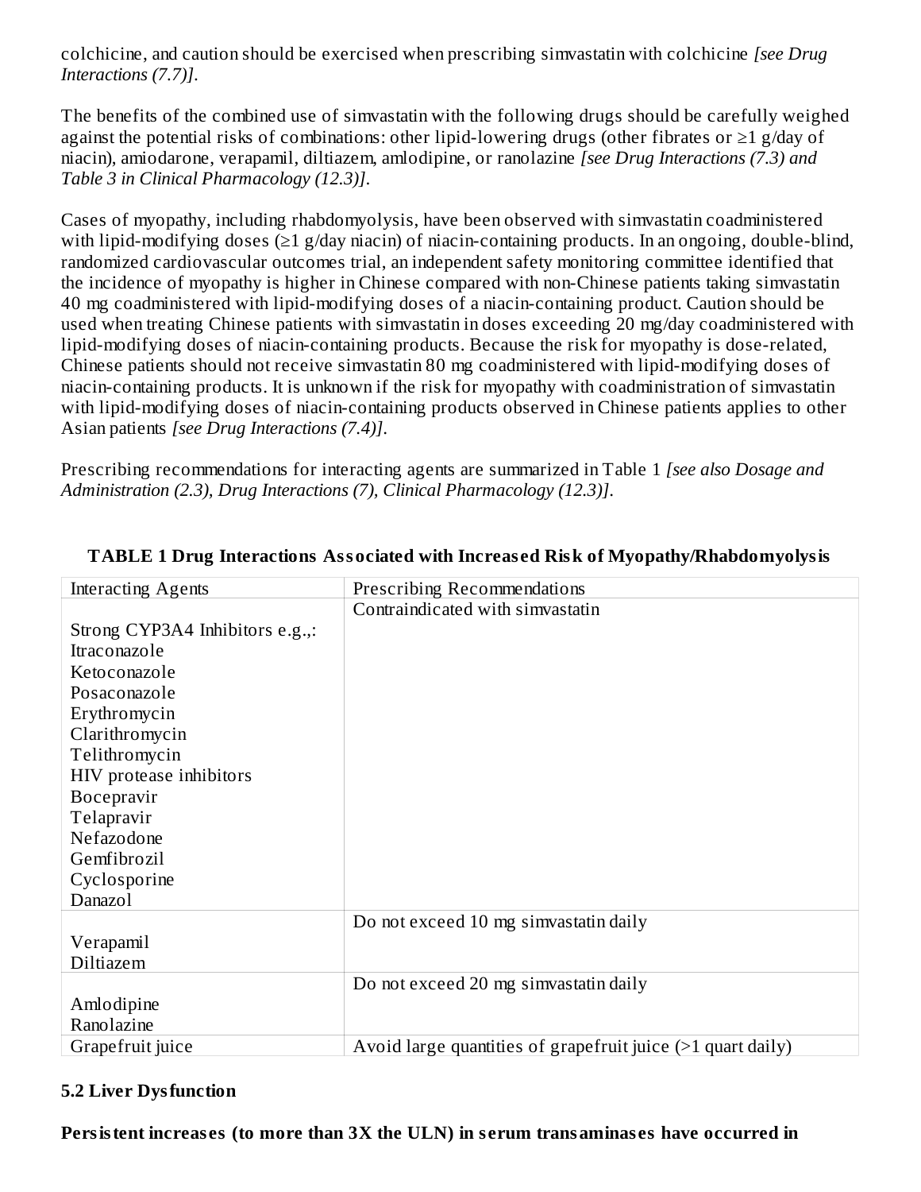colchicine, and caution should be exercised when prescribing simvastatin with colchicine *[see Drug Interactions (7.7)]*.

The benefits of the combined use of simvastatin with the following drugs should be carefully weighed against the potential risks of combinations: other lipid-lowering drugs (other fibrates or ≥1 g/day of niacin), amiodarone, verapamil, diltiazem, amlodipine, or ranolazine *[see Drug Interactions (7.3) and Table 3 in Clinical Pharmacology (12.3)]*.

Cases of myopathy, including rhabdomyolysis, have been observed with simvastatin coadministered with lipid-modifying doses (≥1 g/day niacin) of niacin-containing products. In an ongoing, double-blind, randomized cardiovascular outcomes trial, an independent safety monitoring committee identified that the incidence of myopathy is higher in Chinese compared with non-Chinese patients taking simvastatin 40 mg coadministered with lipid-modifying doses of a niacin-containing product. Caution should be used when treating Chinese patients with simvastatin in doses exceeding 20 mg/day coadministered with lipid-modifying doses of niacin-containing products. Because the risk for myopathy is dose-related, Chinese patients should not receive simvastatin 80 mg coadministered with lipid-modifying doses of niacin-containing products. It is unknown if the risk for myopathy with coadministration of simvastatin with lipid-modifying doses of niacin-containing products observed in Chinese patients applies to other Asian patients *[see Drug Interactions (7.4)]*.

Prescribing recommendations for interacting agents are summarized in Table 1 *[see also Dosage and Administration (2.3), Drug Interactions (7), Clinical Pharmacology (12.3)]*.

**TABLE 1 Drug Interactions Associated with Increased Risk of Myopathy/Rhabdomyolysis**

| Interacting Agents | Prescribing Recommendations |
|---|---|
| Strong CYP3A4 Inhibitors e.g.,:<br>Itraconazole<br>Ketoconazole<br>Posaconazole<br>Erythromycin<br>Clarithromycin<br>Telithromycin<br>HIV protease inhibitors<br>Bocepravir<br>Telapravir<br>Nefazodone<br>Gemfibrozil<br>Cyclosporine<br>Danazol | Contraindicated with simvastatin |
| Verapamil<br>Diltiazem | Do not exceed 10 mg simvastatin daily |
| Amlodipine<br>Ranolazine | Do not exceed 20 mg simvastatin daily |
| Grapefruit juice | Avoid large quantities of grapefruit juice (>1 quart daily) |

### 5.2 Liver Dysfunction

**Persistent increases (to more than 3X the ULN) in serum transaminases have occurred in**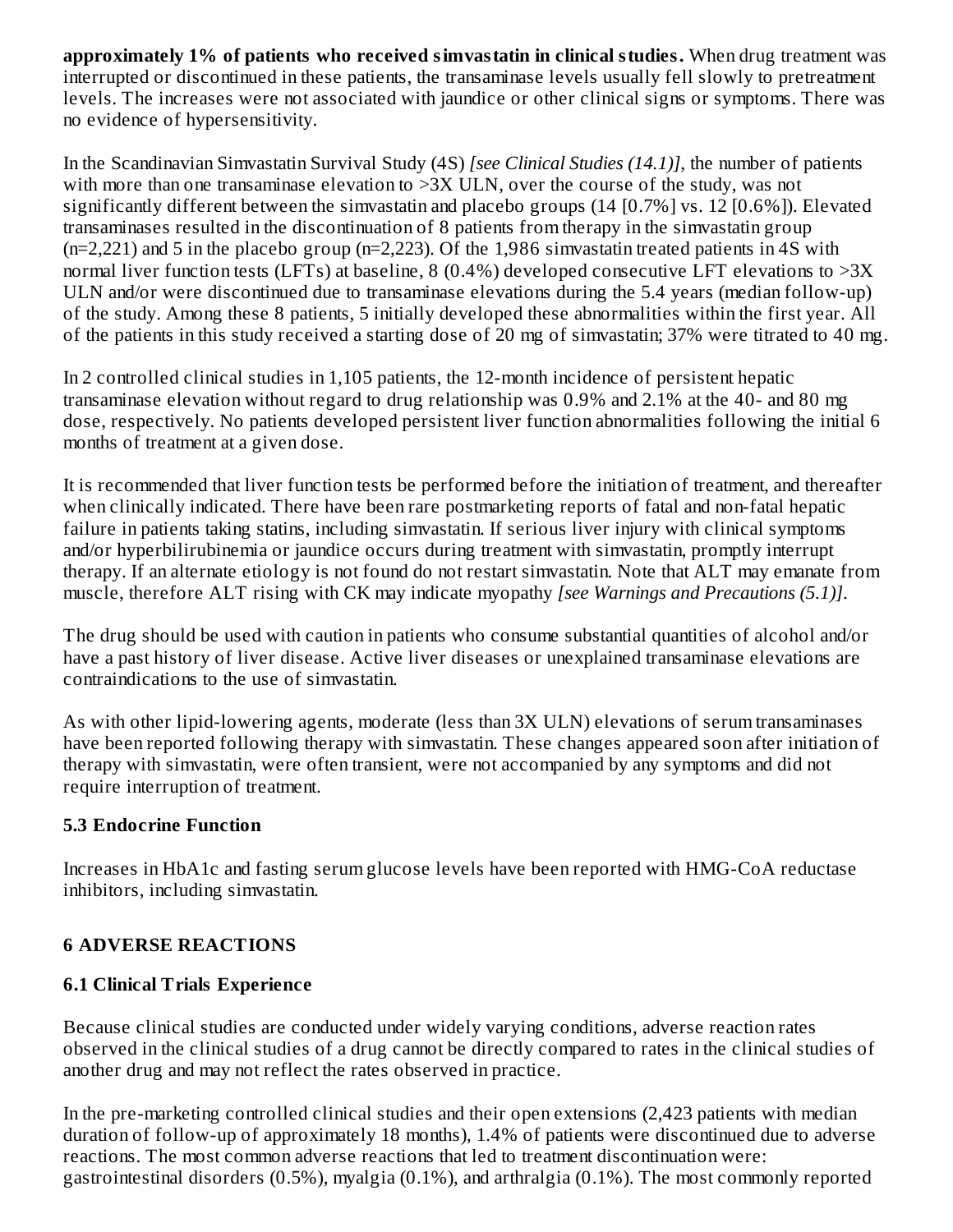**approximately 1% of patients who received simvastatin in clinical studies.** When drug treatment was interrupted or discontinued in these patients, the transaminase levels usually fell slowly to pretreatment levels. The increases were not associated with jaundice or other clinical signs or symptoms. There was no evidence of hypersensitivity.

In the Scandinavian Simvastatin Survival Study (4S) *[see Clinical Studies (14.1)]*, the number of patients with more than one transaminase elevation to >3X ULN, over the course of the study, was not significantly different between the simvastatin and placebo groups (14 [0.7%] vs. 12 [0.6%]). Elevated transaminases resulted in the discontinuation of 8 patients from therapy in the simvastatin group (n=2,221) and 5 in the placebo group (n=2,223). Of the 1,986 simvastatin treated patients in 4S with normal liver function tests (LFTs) at baseline, 8 (0.4%) developed consecutive LFT elevations to >3X ULN and/or were discontinued due to transaminase elevations during the 5.4 years (median follow-up) of the study. Among these 8 patients, 5 initially developed these abnormalities within the first year. All of the patients in this study received a starting dose of 20 mg of simvastatin; 37% were titrated to 40 mg.

In 2 controlled clinical studies in 1,105 patients, the 12-month incidence of persistent hepatic transaminase elevation without regard to drug relationship was 0.9% and 2.1% at the 40- and 80 mg dose, respectively. No patients developed persistent liver function abnormalities following the initial 6 months of treatment at a given dose.

It is recommended that liver function tests be performed before the initiation of treatment, and thereafter when clinically indicated. There have been rare postmarketing reports of fatal and non-fatal hepatic failure in patients taking statins, including simvastatin. If serious liver injury with clinical symptoms and/or hyperbilirubinemia or jaundice occurs during treatment with simvastatin, promptly interrupt therapy. If an alternate etiology is not found do not restart simvastatin. Note that ALT may emanate from muscle, therefore ALT rising with CK may indicate myopathy *[see Warnings and Precautions (5.1)]*.

The drug should be used with caution in patients who consume substantial quantities of alcohol and/or have a past history of liver disease. Active liver diseases or unexplained transaminase elevations are contraindications to the use of simvastatin.

As with other lipid-lowering agents, moderate (less than 3X ULN) elevations of serum transaminases have been reported following therapy with simvastatin. These changes appeared soon after initiation of therapy with simvastatin, were often transient, were not accompanied by any symptoms and did not require interruption of treatment.

### 5.3 Endocrine Function

Increases in HbA1c and fasting serum glucose levels have been reported with HMG-CoA reductase inhibitors, including simvastatin.

## 6 ADVERSE REACTIONS

### 6.1 Clinical Trials Experience

Because clinical studies are conducted under widely varying conditions, adverse reaction rates observed in the clinical studies of a drug cannot be directly compared to rates in the clinical studies of another drug and may not reflect the rates observed in practice.

In the pre-marketing controlled clinical studies and their open extensions (2,423 patients with median duration of follow-up of approximately 18 months), 1.4% of patients were discontinued due to adverse reactions. The most common adverse reactions that led to treatment discontinuation were: gastrointestinal disorders (0.5%), myalgia (0.1%), and arthralgia (0.1%). The most commonly reported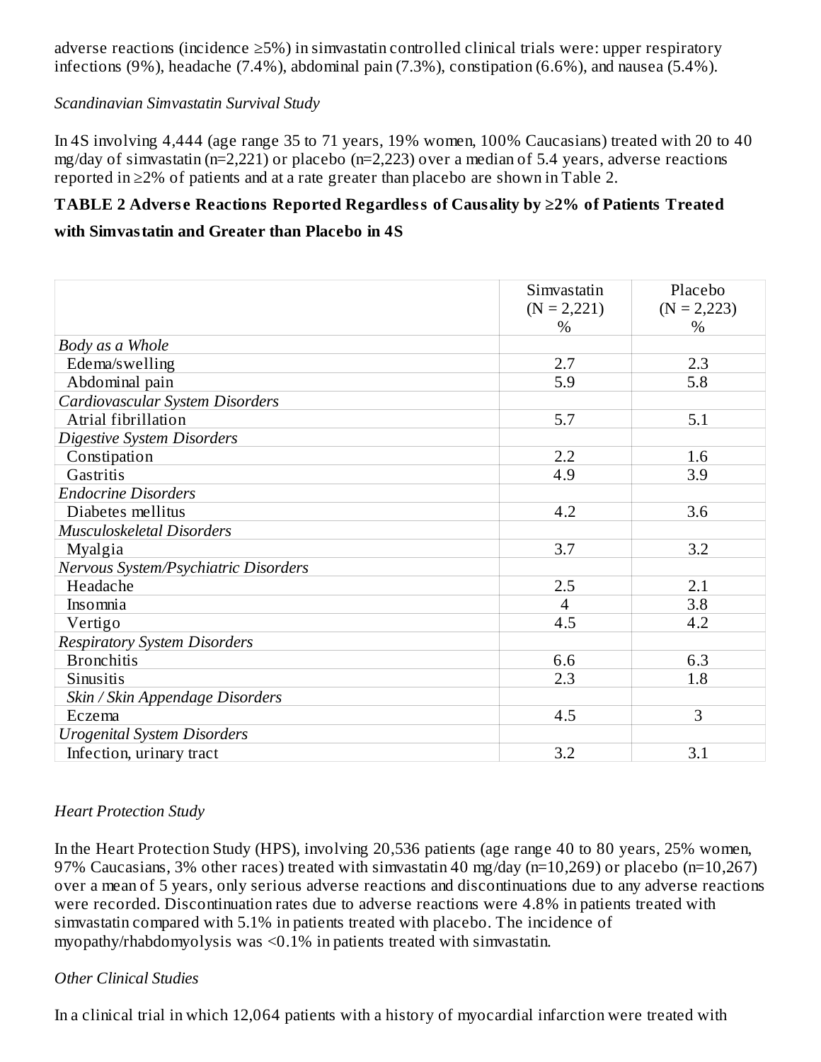adverse reactions (incidence ≥5%) in simvastatin controlled clinical trials were: upper respiratory infections (9%), headache (7.4%), abdominal pain (7.3%), constipation (6.6%), and nausea (5.4%).

*Scandinavian Simvastatin Survival Study*

In 4S involving 4,444 (age range 35 to 71 years, 19% women, 100% Caucasians) treated with 20 to 40 mg/day of simvastatin (n=2,221) or placebo (n=2,223) over a median of 5.4 years, adverse reactions reported in ≥2% of patients and at a rate greater than placebo are shown in Table 2.

**TABLE 2 Adverse Reactions Reported Regardless of Causality by ≥2% of Patients Treated with Simvastatin and Greater than Placebo in 4S**

| | Simvastatin (N = 2,221) % | Placebo (N = 2,223) % |
|---|---|---|
| *Body as a Whole* | | |
| Edema/swelling | 2.7 | 2.3 |
| Abdominal pain | 5.9 | 5.8 |
| *Cardiovascular System Disorders* | | |
| Atrial fibrillation | 5.7 | 5.1 |
| *Digestive System Disorders* | | |
| Constipation | 2.2 | 1.6 |
| Gastritis | 4.9 | 3.9 |
| *Endocrine Disorders* | | |
| Diabetes mellitus | 4.2 | 3.6 |
| *Musculoskeletal Disorders* | | |
| Myalgia | 3.7 | 3.2 |
| *Nervous System/Psychiatric Disorders* | | |
| Headache | 2.5 | 2.1 |
| Insomnia | 4 | 3.8 |
| Vertigo | 4.5 | 4.2 |
| *Respiratory System Disorders* | | |
| Bronchitis | 6.6 | 6.3 |
| Sinusitis | 2.3 | 1.8 |
| *Skin / Skin Appendage Disorders* | | |
| Eczema | 4.5 | 3 |
| *Urogenital System Disorders* | | |
| Infection, urinary tract | 3.2 | 3.1 |

*Heart Protection Study*

In the Heart Protection Study (HPS), involving 20,536 patients (age range 40 to 80 years, 25% women, 97% Caucasians, 3% other races) treated with simvastatin 40 mg/day (n=10,269) or placebo (n=10,267) over a mean of 5 years, only serious adverse reactions and discontinuations due to any adverse reactions were recorded. Discontinuation rates due to adverse reactions were 4.8% in patients treated with simvastatin compared with 5.1% in patients treated with placebo. The incidence of myopathy/rhabdomyolysis was <0.1% in patients treated with simvastatin.

*Other Clinical Studies*

In a clinical trial in which 12,064 patients with a history of myocardial infarction were treated with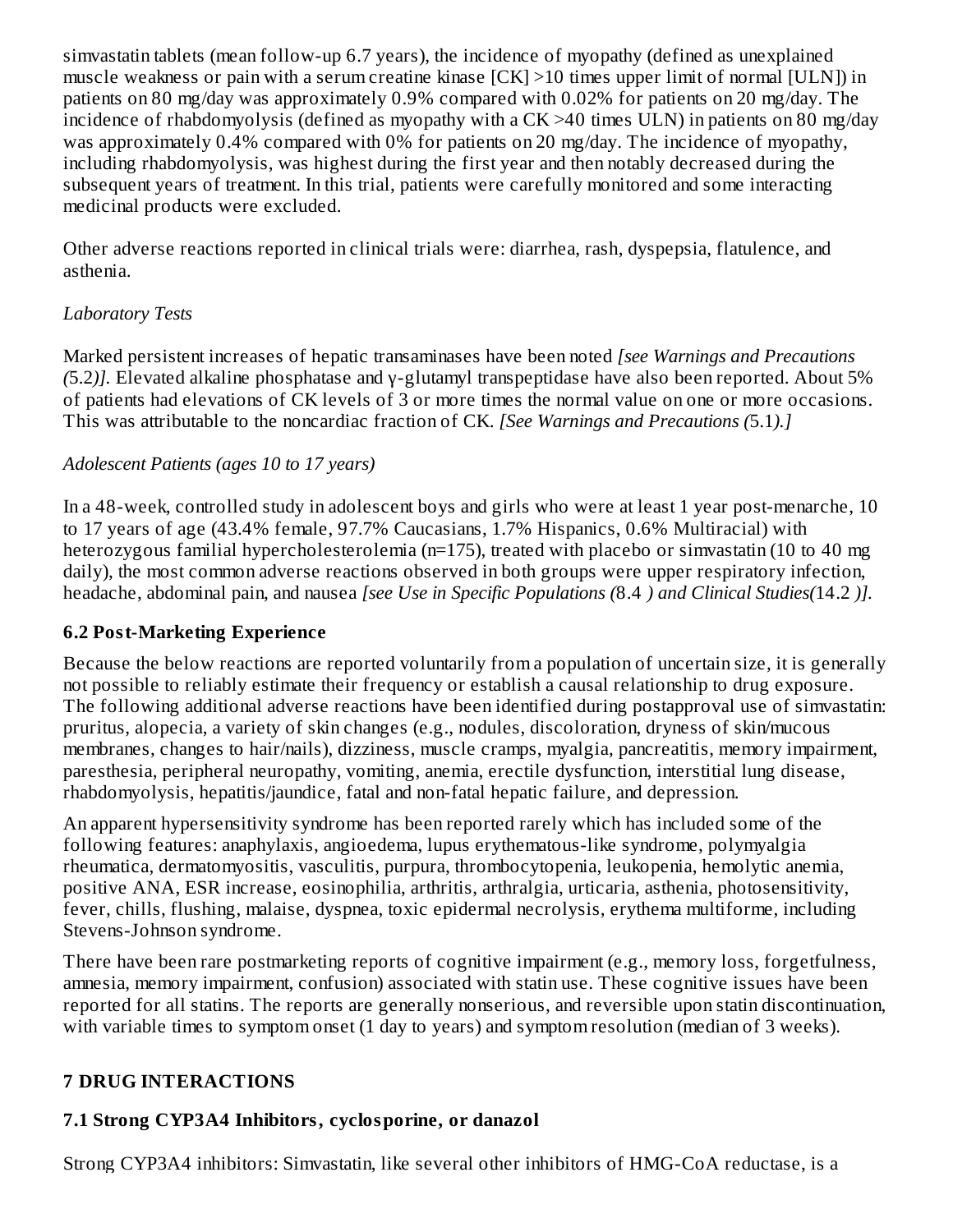simvastatin tablets (mean follow-up 6.7 years), the incidence of myopathy (defined as unexplained muscle weakness or pain with a serum creatine kinase [CK] >10 times upper limit of normal [ULN]) in patients on 80 mg/day was approximately 0.9% compared with 0.02% for patients on 20 mg/day. The incidence of rhabdomyolysis (defined as myopathy with a CK >40 times ULN) in patients on 80 mg/day was approximately 0.4% compared with 0% for patients on 20 mg/day. The incidence of myopathy, including rhabdomyolysis, was highest during the first year and then notably decreased during the subsequent years of treatment. In this trial, patients were carefully monitored and some interacting medicinal products were excluded.

Other adverse reactions reported in clinical trials were: diarrhea, rash, dyspepsia, flatulence, and asthenia.

*Laboratory Tests*

Marked persistent increases of hepatic transaminases have been noted *[see Warnings and Precautions (*5.2*)]*. Elevated alkaline phosphatase and γ-glutamyl transpeptidase have also been reported. About 5% of patients had elevations of CK levels of 3 or more times the normal value on one or more occasions. This was attributable to the noncardiac fraction of CK. *[See Warnings and Precautions (*5.1*).]*

*Adolescent Patients (ages 10 to 17 years)*

In a 48-week, controlled study in adolescent boys and girls who were at least 1 year post-menarche, 10 to 17 years of age (43.4% female, 97.7% Caucasians, 1.7% Hispanics, 0.6% Multiracial) with heterozygous familial hypercholesterolemia (n=175), treated with placebo or simvastatin (10 to 40 mg daily), the most common adverse reactions observed in both groups were upper respiratory infection, headache, abdominal pain, and nausea *[see Use in Specific Populations (*8.4 *) and Clinical Studies(*14.2 *)]*.

### 6.2 Post-Marketing Experience

Because the below reactions are reported voluntarily from a population of uncertain size, it is generally not possible to reliably estimate their frequency or establish a causal relationship to drug exposure. The following additional adverse reactions have been identified during postapproval use of simvastatin: pruritus, alopecia, a variety of skin changes (e.g., nodules, discoloration, dryness of skin/mucous membranes, changes to hair/nails), dizziness, muscle cramps, myalgia, pancreatitis, memory impairment, paresthesia, peripheral neuropathy, vomiting, anemia, erectile dysfunction, interstitial lung disease, rhabdomyolysis, hepatitis/jaundice, fatal and non-fatal hepatic failure, and depression.

An apparent hypersensitivity syndrome has been reported rarely which has included some of the following features: anaphylaxis, angioedema, lupus erythematous-like syndrome, polymyalgia rheumatica, dermatomyositis, vasculitis, purpura, thrombocytopenia, leukopenia, hemolytic anemia, positive ANA, ESR increase, eosinophilia, arthritis, arthralgia, urticaria, asthenia, photosensitivity, fever, chills, flushing, malaise, dyspnea, toxic epidermal necrolysis, erythema multiforme, including Stevens-Johnson syndrome.

There have been rare postmarketing reports of cognitive impairment (e.g., memory loss, forgetfulness, amnesia, memory impairment, confusion) associated with statin use. These cognitive issues have been reported for all statins. The reports are generally nonserious, and reversible upon statin discontinuation, with variable times to symptom onset (1 day to years) and symptom resolution (median of 3 weeks).

## 7 DRUG INTERACTIONS

### 7.1 Strong CYP3A4 Inhibitors, cyclosporine, or danazol

Strong CYP3A4 inhibitors: Simvastatin, like several other inhibitors of HMG-CoA reductase, is a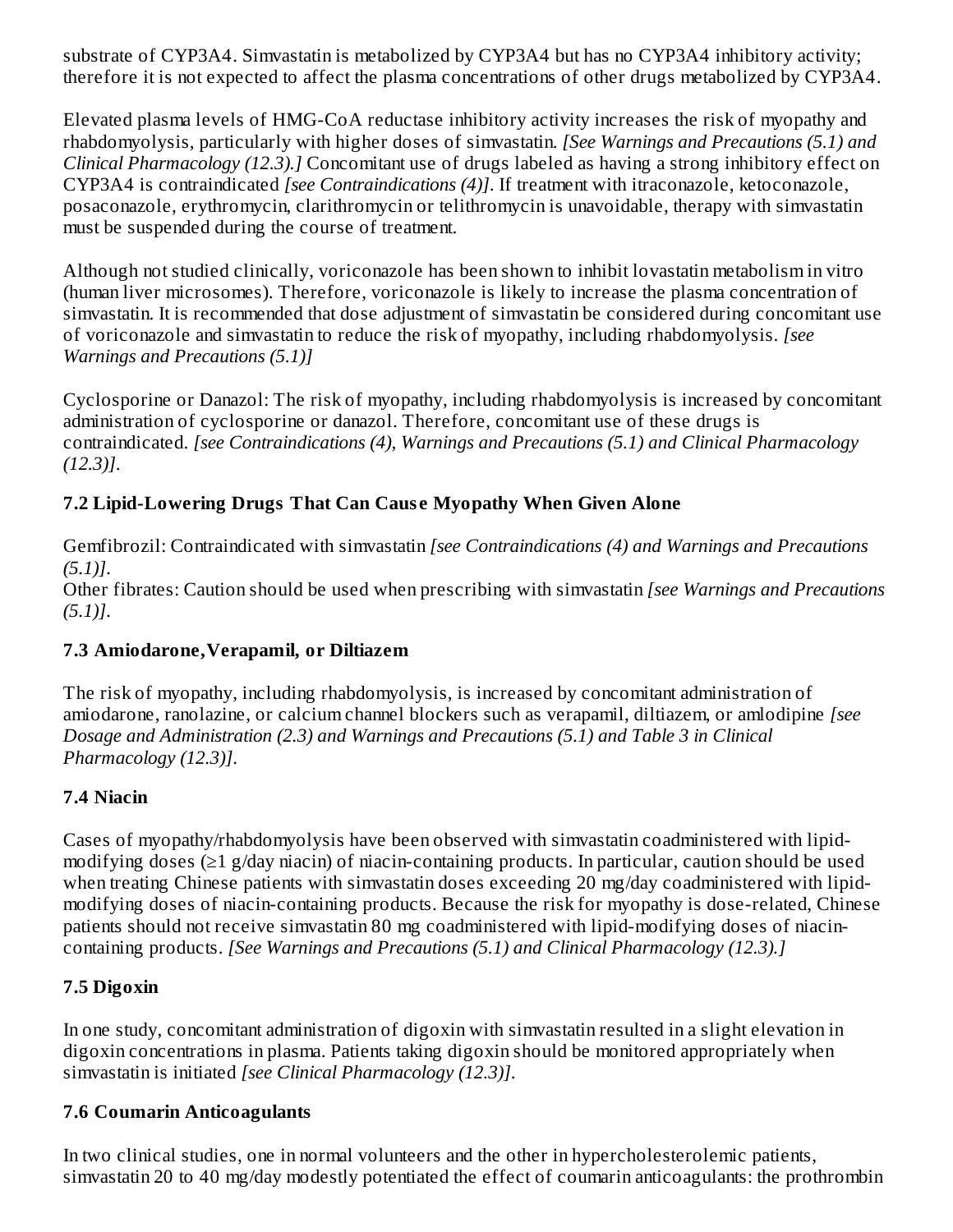substrate of CYP3A4. Simvastatin is metabolized by CYP3A4 but has no CYP3A4 inhibitory activity; therefore it is not expected to affect the plasma concentrations of other drugs metabolized by CYP3A4.

Elevated plasma levels of HMG-CoA reductase inhibitory activity increases the risk of myopathy and rhabdomyolysis, particularly with higher doses of simvastatin. *[See Warnings and Precautions (5.1) and Clinical Pharmacology (12.3).]* Concomitant use of drugs labeled as having a strong inhibitory effect on CYP3A4 is contraindicated *[see Contraindications (4)]*. If treatment with itraconazole, ketoconazole, posaconazole, erythromycin, clarithromycin or telithromycin is unavoidable, therapy with simvastatin must be suspended during the course of treatment.

Although not studied clinically, voriconazole has been shown to inhibit lovastatin metabolism in vitro (human liver microsomes). Therefore, voriconazole is likely to increase the plasma concentration of simvastatin. It is recommended that dose adjustment of simvastatin be considered during concomitant use of voriconazole and simvastatin to reduce the risk of myopathy, including rhabdomyolysis. *[see Warnings and Precautions (5.1)]*

Cyclosporine or Danazol: The risk of myopathy, including rhabdomyolysis is increased by concomitant administration of cyclosporine or danazol. Therefore, concomitant use of these drugs is contraindicated. *[see Contraindications (4), Warnings and Precautions (5.1) and Clinical Pharmacology (12.3)]*.

### 7.2 Lipid-Lowering Drugs That Can Cause Myopathy When Given Alone

Gemfibrozil: Contraindicated with simvastatin *[see Contraindications (4) and Warnings and Precautions (5.1)]*.
Other fibrates: Caution should be used when prescribing with simvastatin *[see Warnings and Precautions (5.1)]*.

### 7.3 Amiodarone, Verapamil, or Diltiazem

The risk of myopathy, including rhabdomyolysis, is increased by concomitant administration of amiodarone, ranolazine, or calcium channel blockers such as verapamil, diltiazem, or amlodipine *[see Dosage and Administration (2.3) and Warnings and Precautions (5.1) and Table 3 in Clinical Pharmacology (12.3)]*.

### 7.4 Niacin

Cases of myopathy/rhabdomyolysis have been observed with simvastatin coadministered with lipid-modifying doses (≥1 g/day niacin) of niacin-containing products. In particular, caution should be used when treating Chinese patients with simvastatin doses exceeding 20 mg/day coadministered with lipid-modifying doses of niacin-containing products. Because the risk for myopathy is dose-related, Chinese patients should not receive simvastatin 80 mg coadministered with lipid-modifying doses of niacin-containing products. *[See Warnings and Precautions (5.1) and Clinical Pharmacology (12.3).]*

### 7.5 Digoxin

In one study, concomitant administration of digoxin with simvastatin resulted in a slight elevation in digoxin concentrations in plasma. Patients taking digoxin should be monitored appropriately when simvastatin is initiated *[see Clinical Pharmacology (12.3)]*.

### 7.6 Coumarin Anticoagulants

In two clinical studies, one in normal volunteers and the other in hypercholesterolemic patients, simvastatin 20 to 40 mg/day modestly potentiated the effect of coumarin anticoagulants: the prothrombin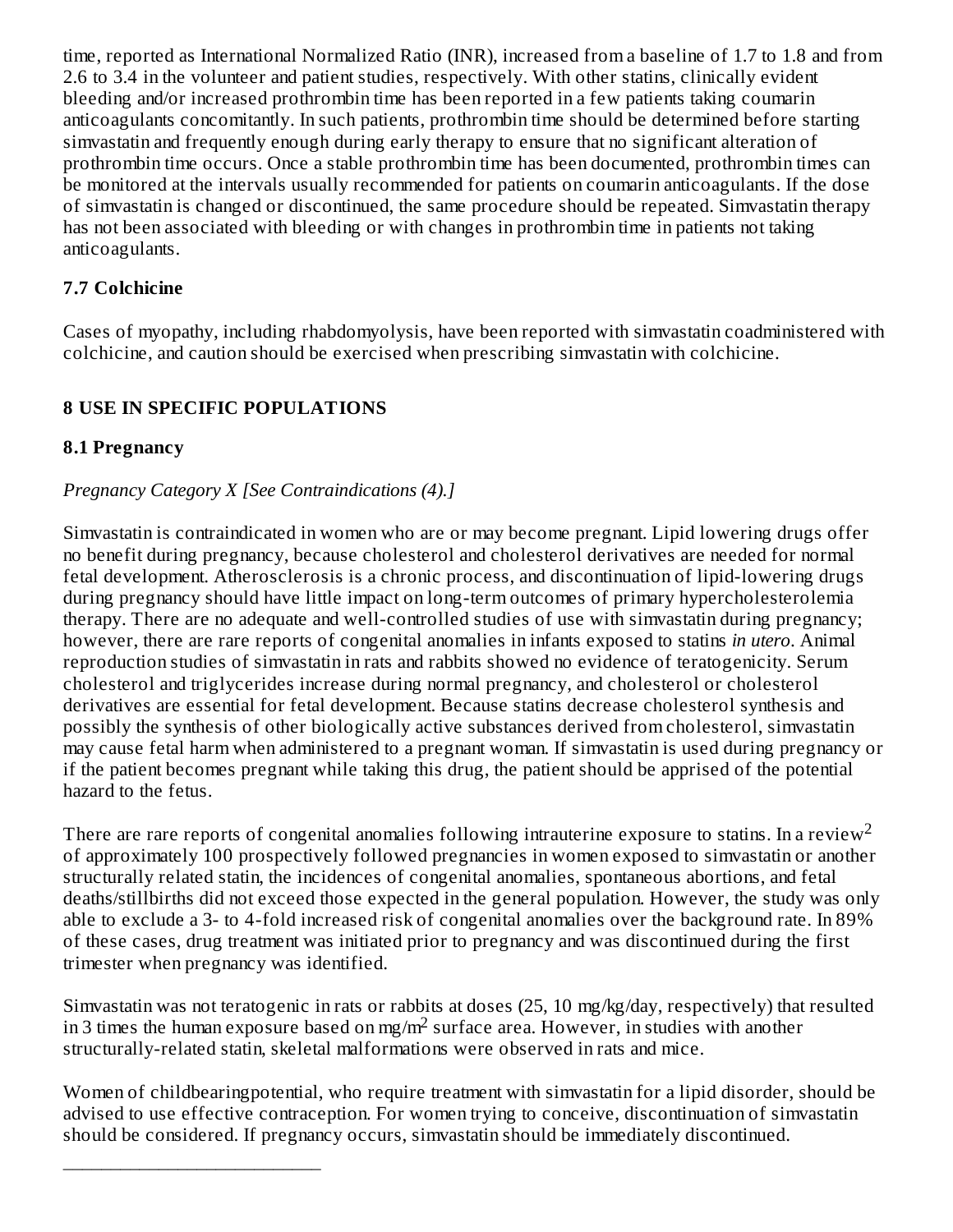time, reported as International Normalized Ratio (INR), increased from a baseline of 1.7 to 1.8 and from 2.6 to 3.4 in the volunteer and patient studies, respectively. With other statins, clinically evident bleeding and/or increased prothrombin time has been reported in a few patients taking coumarin anticoagulants concomitantly. In such patients, prothrombin time should be determined before starting simvastatin and frequently enough during early therapy to ensure that no significant alteration of prothrombin time occurs. Once a stable prothrombin time has been documented, prothrombin times can be monitored at the intervals usually recommended for patients on coumarin anticoagulants. If the dose of simvastatin is changed or discontinued, the same procedure should be repeated. Simvastatin therapy has not been associated with bleeding or with changes in prothrombin time in patients not taking anticoagulants.

### 7.7 Colchicine

Cases of myopathy, including rhabdomyolysis, have been reported with simvastatin coadministered with colchicine, and caution should be exercised when prescribing simvastatin with colchicine.

## 8 USE IN SPECIFIC POPULATIONS

### 8.1 Pregnancy

*Pregnancy Category X [See Contraindications (4).]*

Simvastatin is contraindicated in women who are or may become pregnant. Lipid lowering drugs offer no benefit during pregnancy, because cholesterol and cholesterol derivatives are needed for normal fetal development. Atherosclerosis is a chronic process, and discontinuation of lipid-lowering drugs during pregnancy should have little impact on long-term outcomes of primary hypercholesterolemia therapy. There are no adequate and well-controlled studies of use with simvastatin during pregnancy; however, there are rare reports of congenital anomalies in infants exposed to statins *in utero*. Animal reproduction studies of simvastatin in rats and rabbits showed no evidence of teratogenicity. Serum cholesterol and triglycerides increase during normal pregnancy, and cholesterol or cholesterol derivatives are essential for fetal development. Because statins decrease cholesterol synthesis and possibly the synthesis of other biologically active substances derived from cholesterol, simvastatin may cause fetal harm when administered to a pregnant woman. If simvastatin is used during pregnancy or if the patient becomes pregnant while taking this drug, the patient should be apprised of the potential hazard to the fetus.

There are rare reports of congenital anomalies following intrauterine exposure to statins. In a review[2] of approximately 100 prospectively followed pregnancies in women exposed to simvastatin or another structurally related statin, the incidences of congenital anomalies, spontaneous abortions, and fetal deaths/stillbirths did not exceed those expected in the general population. However, the study was only able to exclude a 3- to 4-fold increased risk of congenital anomalies over the background rate. In 89% of these cases, drug treatment was initiated prior to pregnancy and was discontinued during the first trimester when pregnancy was identified.

Simvastatin was not teratogenic in rats or rabbits at doses (25, 10 mg/kg/day, respectively) that resulted in 3 times the human exposure based on mg/$m^2$ surface area. However, in studies with another structurally-related statin, skeletal malformations were observed in rats and mice.

Women of childbearingpotential, who require treatment with simvastatin for a lipid disorder, should be advised to use effective contraception. For women trying to conceive, discontinuation of simvastatin should be considered. If pregnancy occurs, simvastatin should be immediately discontinued.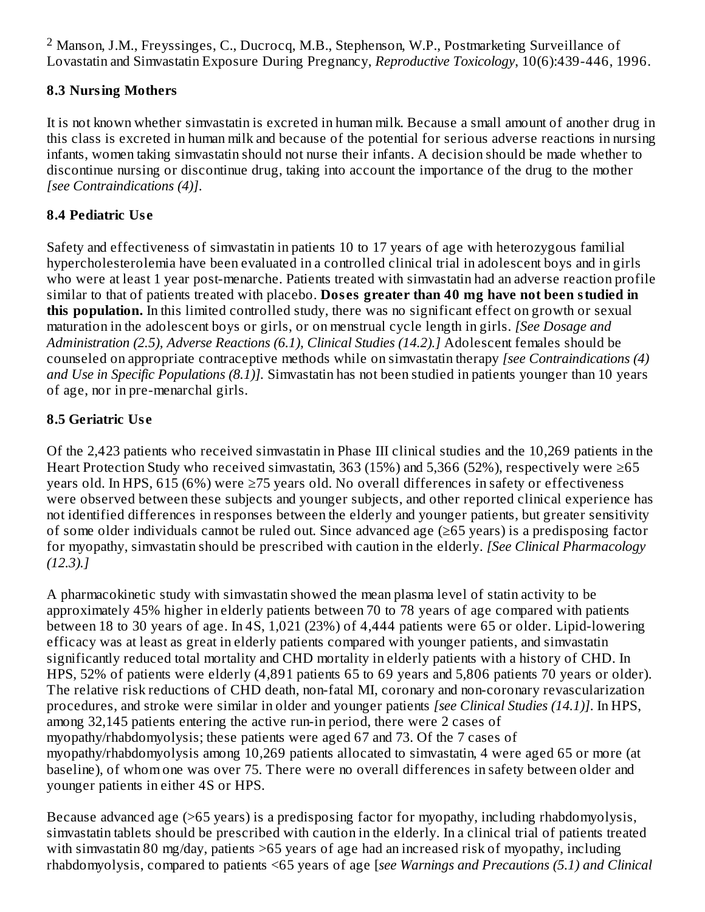[2] Manson, J.M., Freyssinges, C., Ducrocq, M.B., Stephenson, W.P., Postmarketing Surveillance of Lovastatin and Simvastatin Exposure During Pregnancy, *Reproductive Toxicology*, 10(6):439-446, 1996.

### 8.3 Nursing Mothers

It is not known whether simvastatin is excreted in human milk. Because a small amount of another drug in this class is excreted in human milk and because of the potential for serious adverse reactions in nursing infants, women taking simvastatin should not nurse their infants. A decision should be made whether to discontinue nursing or discontinue drug, taking into account the importance of the drug to the mother *[see Contraindications (4)]*.

### 8.4 Pediatric Use

Safety and effectiveness of simvastatin in patients 10 to 17 years of age with heterozygous familial hypercholesterolemia have been evaluated in a controlled clinical trial in adolescent boys and in girls who were at least 1 year post-menarche. Patients treated with simvastatin had an adverse reaction profile similar to that of patients treated with placebo. **Doses greater than 40 mg have not been studied in this population.** In this limited controlled study, there was no significant effect on growth or sexual maturation in the adolescent boys or girls, or on menstrual cycle length in girls. *[See Dosage and Administration (2.5), Adverse Reactions (6.1), Clinical Studies (14.2).]* Adolescent females should be counseled on appropriate contraceptive methods while on simvastatin therapy *[see Contraindications (4) and Use in Specific Populations (8.1)]*. Simvastatin has not been studied in patients younger than 10 years of age, nor in pre-menarchal girls.

### 8.5 Geriatric Use

Of the 2,423 patients who received simvastatin in Phase III clinical studies and the 10,269 patients in the Heart Protection Study who received simvastatin, 363 (15%) and 5,366 (52%), respectively were ≥65 years old. In HPS, 615 (6%) were ≥75 years old. No overall differences in safety or effectiveness were observed between these subjects and younger subjects, and other reported clinical experience has not identified differences in responses between the elderly and younger patients, but greater sensitivity of some older individuals cannot be ruled out. Since advanced age (≥65 years) is a predisposing factor for myopathy, simvastatin should be prescribed with caution in the elderly. *[See Clinical Pharmacology (12.3).]*

A pharmacokinetic study with simvastatin showed the mean plasma level of statin activity to be approximately 45% higher in elderly patients between 70 to 78 years of age compared with patients between 18 to 30 years of age. In 4S, 1,021 (23%) of 4,444 patients were 65 or older. Lipid-lowering efficacy was at least as great in elderly patients compared with younger patients, and simvastatin significantly reduced total mortality and CHD mortality in elderly patients with a history of CHD. In HPS, 52% of patients were elderly (4,891 patients 65 to 69 years and 5,806 patients 70 years or older). The relative risk reductions of CHD death, non-fatal MI, coronary and non-coronary revascularization procedures, and stroke were similar in older and younger patients *[see Clinical Studies (14.1)]*. In HPS, among 32,145 patients entering the active run-in period, there were 2 cases of myopathy/rhabdomyolysis; these patients were aged 67 and 73. Of the 7 cases of myopathy/rhabdomyolysis among 10,269 patients allocated to simvastatin, 4 were aged 65 or more (at baseline), of whom one was over 75. There were no overall differences in safety between older and younger patients in either 4S or HPS.

Because advanced age (>65 years) is a predisposing factor for myopathy, including rhabdomyolysis, simvastatin tablets should be prescribed with caution in the elderly. In a clinical trial of patients treated with simvastatin 80 mg/day, patients >65 years of age had an increased risk of myopathy, including rhabdomyolysis, compared to patients <65 years of age [*see Warnings and Precautions (5.1) and Clinical*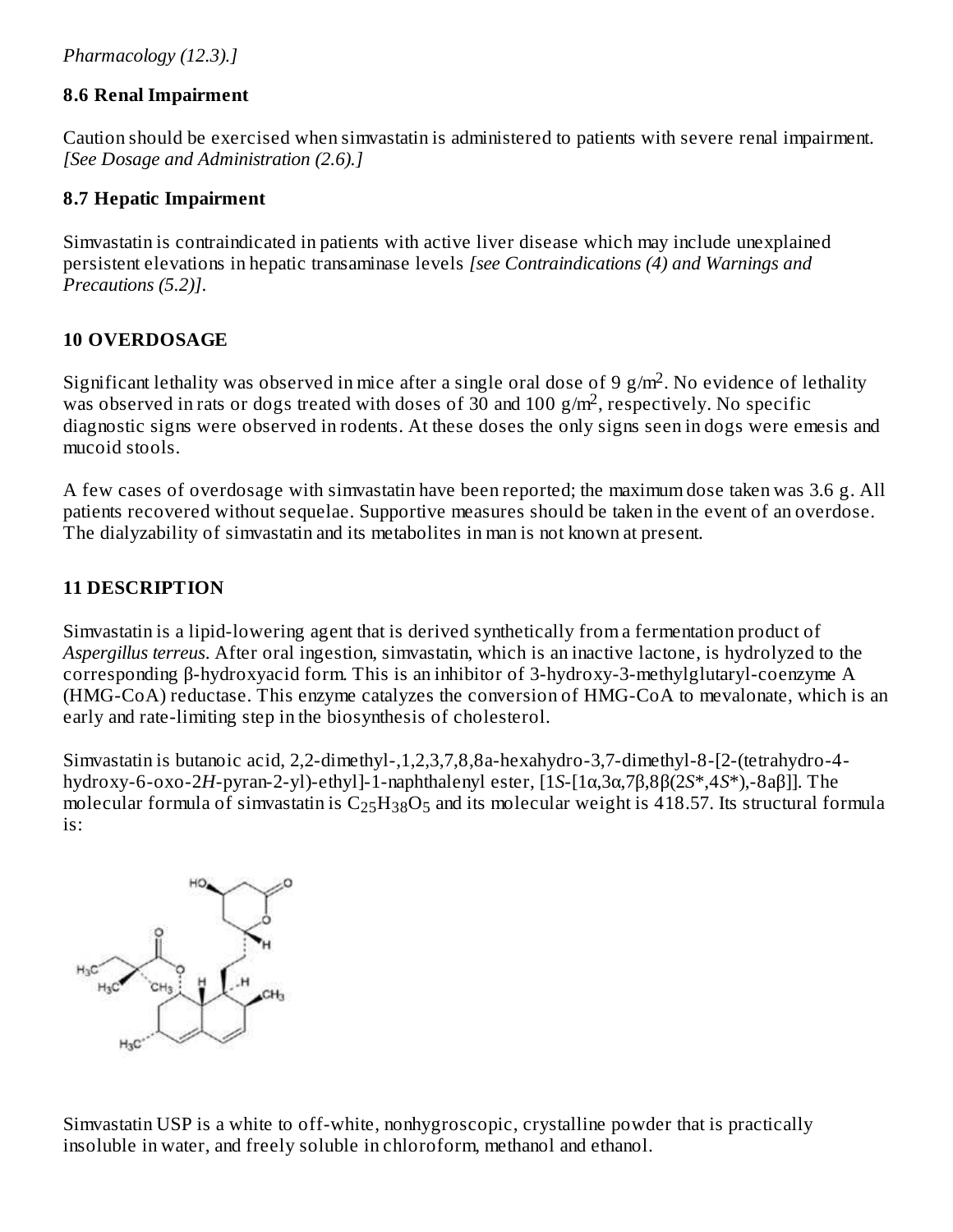*Pharmacology (12.3).]*

### 8.6 Renal Impairment

Caution should be exercised when simvastatin is administered to patients with severe renal impairment. *[See Dosage and Administration (2.6).]*

### 8.7 Hepatic Impairment

Simvastatin is contraindicated in patients with active liver disease which may include unexplained persistent elevations in hepatic transaminase levels *[see Contraindications (4) and Warnings and Precautions (5.2)]*.

## 10 OVERDOSAGE

Significant lethality was observed in mice after a single oral dose of 9 $g/m^2$. No evidence of lethality was observed in rats or dogs treated with doses of 30 and 100 $g/m^2$, respectively. No specific diagnostic signs were observed in rodents. At these doses the only signs seen in dogs were emesis and mucoid stools.

A few cases of overdosage with simvastatin have been reported; the maximum dose taken was 3.6 g. All patients recovered without sequelae. Supportive measures should be taken in the event of an overdose. The dialyzability of simvastatin and its metabolites in man is not known at present.

## 11 DESCRIPTION

Simvastatin is a lipid-lowering agent that is derived synthetically from a fermentation product of *Aspergillus terreus*. After oral ingestion, simvastatin, which is an inactive lactone, is hydrolyzed to the corresponding β-hydroxyacid form. This is an inhibitor of 3-hydroxy-3-methylglutaryl-coenzyme A (HMG-CoA) reductase. This enzyme catalyzes the conversion of HMG-CoA to mevalonate, which is an early and rate-limiting step in the biosynthesis of cholesterol.

Simvastatin is butanoic acid, 2,2-dimethyl-,1,2,3,7,8,8a-hexahydro-3,7-dimethyl-8-[2-(tetrahydro-4-hydroxy-6-oxo-2*H*-pyran-2-yl)-ethyl]-1-naphthalenyl ester, [1*S*-[1α,3α,7β,8β(2*S**,4*S**),-8aβ]]. The molecular formula of simvastatin is $C_{25}H_{38}O_5$ and its molecular weight is 418.57. Its structural formula is:

Simvastatin USP is a white to off-white, nonhygroscopic, crystalline powder that is practically insoluble in water, and freely soluble in chloroform, methanol and ethanol.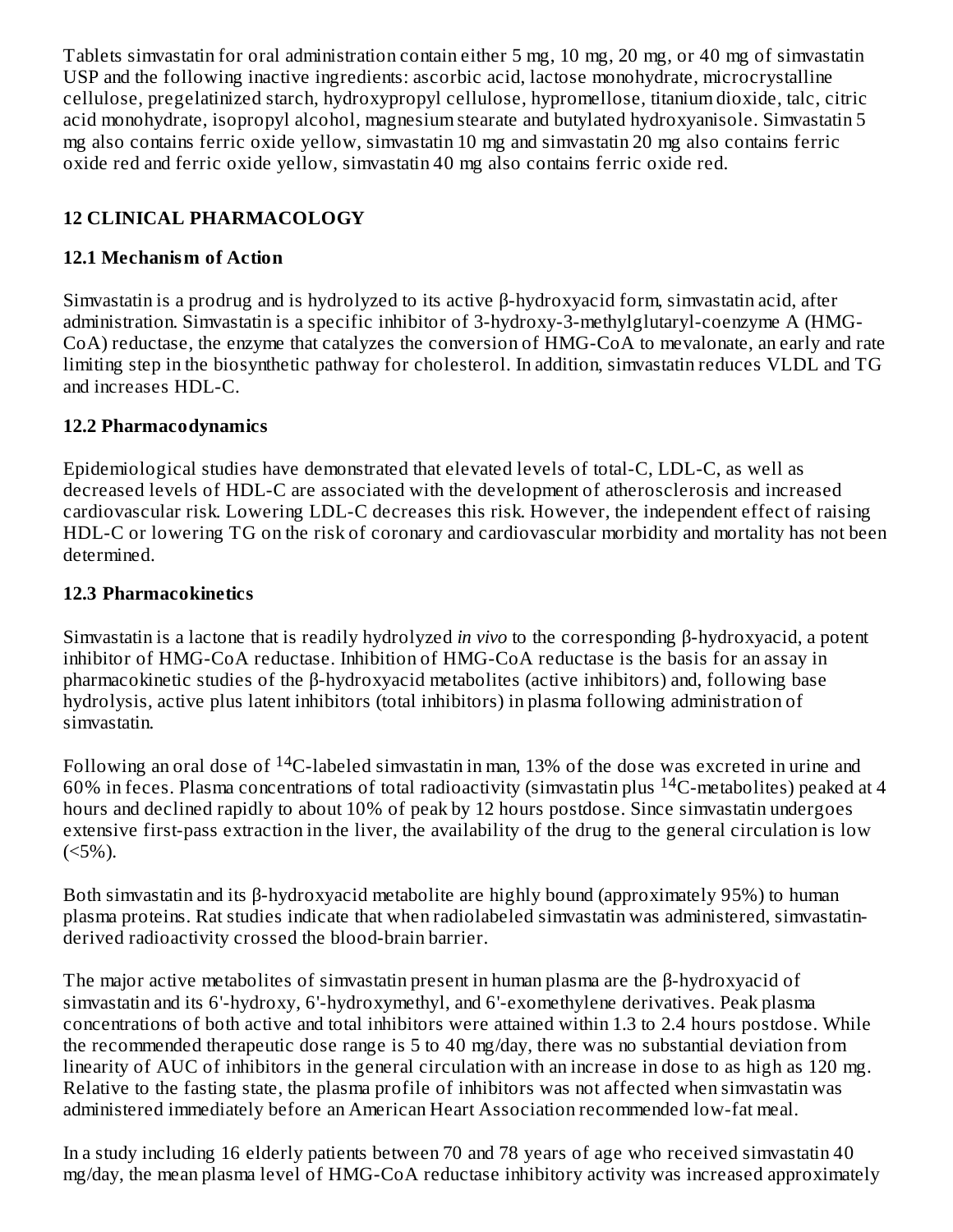Tablets simvastatin for oral administration contain either 5 mg, 10 mg, 20 mg, or 40 mg of simvastatin USP and the following inactive ingredients: ascorbic acid, lactose monohydrate, microcrystalline cellulose, pregelatinized starch, hydroxypropyl cellulose, hypromellose, titanium dioxide, talc, citric acid monohydrate, isopropyl alcohol, magnesium stearate and butylated hydroxyanisole. Simvastatin 5 mg also contains ferric oxide yellow, simvastatin 10 mg and simvastatin 20 mg also contains ferric oxide red and ferric oxide yellow, simvastatin 40 mg also contains ferric oxide red.

## 12 CLINICAL PHARMACOLOGY

### 12.1 Mechanism of Action

Simvastatin is a prodrug and is hydrolyzed to its active β-hydroxyacid form, simvastatin acid, after administration. Simvastatin is a specific inhibitor of 3-hydroxy-3-methylglutaryl-coenzyme A (HMG-CoA) reductase, the enzyme that catalyzes the conversion of HMG-CoA to mevalonate, an early and rate limiting step in the biosynthetic pathway for cholesterol. In addition, simvastatin reduces VLDL and TG and increases HDL-C.

### 12.2 Pharmacodynamics

Epidemiological studies have demonstrated that elevated levels of total-C, LDL-C, as well as decreased levels of HDL-C are associated with the development of atherosclerosis and increased cardiovascular risk. Lowering LDL-C decreases this risk. However, the independent effect of raising HDL-C or lowering TG on the risk of coronary and cardiovascular morbidity and mortality has not been determined.

### 12.3 Pharmacokinetics

Simvastatin is a lactone that is readily hydrolyzed *in vivo* to the corresponding β-hydroxyacid, a potent inhibitor of HMG-CoA reductase. Inhibition of HMG-CoA reductase is the basis for an assay in pharmacokinetic studies of the β-hydroxyacid metabolites (active inhibitors) and, following base hydrolysis, active plus latent inhibitors (total inhibitors) in plasma following administration of simvastatin.

Following an oral dose of $^{14}$C-labeled simvastatin in man, 13% of the dose was excreted in urine and 60% in feces. Plasma concentrations of total radioactivity (simvastatin plus $^{14}$C-metabolites) peaked at 4 hours and declined rapidly to about 10% of peak by 12 hours postdose. Since simvastatin undergoes extensive first-pass extraction in the liver, the availability of the drug to the general circulation is low (<5%).

Both simvastatin and its β-hydroxyacid metabolite are highly bound (approximately 95%) to human plasma proteins. Rat studies indicate that when radiolabeled simvastatin was administered, simvastatin-derived radioactivity crossed the blood-brain barrier.

The major active metabolites of simvastatin present in human plasma are the β-hydroxyacid of simvastatin and its 6'-hydroxy, 6'-hydroxymethyl, and 6'-exomethylene derivatives. Peak plasma concentrations of both active and total inhibitors were attained within 1.3 to 2.4 hours postdose. While the recommended therapeutic dose range is 5 to 40 mg/day, there was no substantial deviation from linearity of AUC of inhibitors in the general circulation with an increase in dose to as high as 120 mg. Relative to the fasting state, the plasma profile of inhibitors was not affected when simvastatin was administered immediately before an American Heart Association recommended low-fat meal.

In a study including 16 elderly patients between 70 and 78 years of age who received simvastatin 40 mg/day, the mean plasma level of HMG-CoA reductase inhibitory activity was increased approximately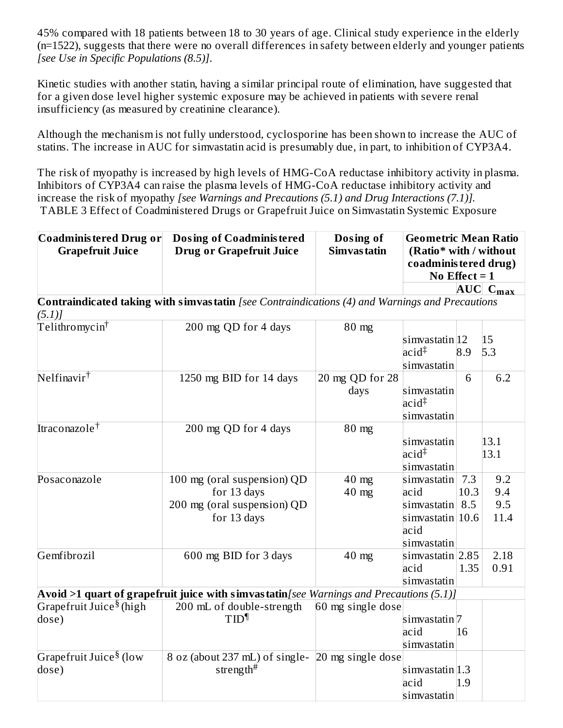45% compared with 18 patients between 18 to 30 years of age. Clinical study experience in the elderly (n=1522), suggests that there were no overall differences in safety between elderly and younger patients *[see Use in Specific Populations (8.5)]*.

Kinetic studies with another statin, having a similar principal route of elimination, have suggested that for a given dose level higher systemic exposure may be achieved in patients with severe renal insufficiency (as measured by creatinine clearance).

Although the mechanism is not fully understood, cyclosporine has been shown to increase the AUC of statins. The increase in AUC for simvastatin acid is presumably due, in part, to inhibition of CYP3A4.

The risk of myopathy is increased by high levels of HMG-CoA reductase inhibitory activity in plasma. Inhibitors of CYP3A4 can raise the plasma levels of HMG-CoA reductase inhibitory activity and increase the risk of myopathy *[see Warnings and Precautions (5.1) and Drug Interactions (7.1)]*.

TABLE 3 Effect of Coadministered Drugs or Grapefruit Juice on Simvastatin Systemic Exposure

| Coadministered Drug or Grapefruit Juice | Dosing of Coadministered Drug or Grapefruit Juice | Dosing of Simvastatin | Geometric Mean Ratio (Ratio* with / without coadministered drug) No Effect = 1 | | |
|---|---|---|---|---|---|
| | | | | AUC | $C_{max}$ |
| **Contraindicated taking with simvastatin** *[see Contraindications (4) and Warnings and Precautions (5.1)]* | | | | | |
| Telithromycin[†] | 200 mg QD for 4 days | 80 mg | simvastatin acid[‡]<br>simvastatin | 12<br>8.9 | 15<br>5.3 |
| Nelfinavir[†] | 1250 mg BID for 14 days | 20 mg QD for 28 days | simvastatin acid[‡]<br>simvastatin | 6 | 6.2 |
| Itraconazole[†] | 200 mg QD for 4 days | 80 mg | simvastatin acid[‡]<br>simvastatin | | 13.1<br>13.1 |
| Posaconazole | 100 mg (oral suspension) QD for 13 days<br>200 mg (oral suspension) QD for 13 days | 40 mg<br>40 mg | simvastatin acid<br>simvastatin<br>simvastatin acid<br>simvastatin | 7.3<br>10.3<br>8.5<br>10.6 | 9.2<br>9.4<br>9.5<br>11.4 |
| Gemfibrozil | 600 mg BID for 3 days | 40 mg | simvastatin acid<br>simvastatin | 2.85<br>1.35 | 2.18<br>0.91 |
| **Avoid >1 quart of grapefruit juice with simvastatin** *[see Warnings and Precautions (5.1)]* | | | | | |
| Grapefruit Juice[§] (high dose) | 200 mL of double-strength TID[¶] | 60 mg single dose | simvastatin acid<br>simvastatin | 7<br>16 | |
| Grapefruit Juice[§] (low dose) | 8 oz (about 237 mL) of single-strength[#] | 20 mg single dose | simvastatin acid<br>simvastatin | 1.3<br>1.9 | |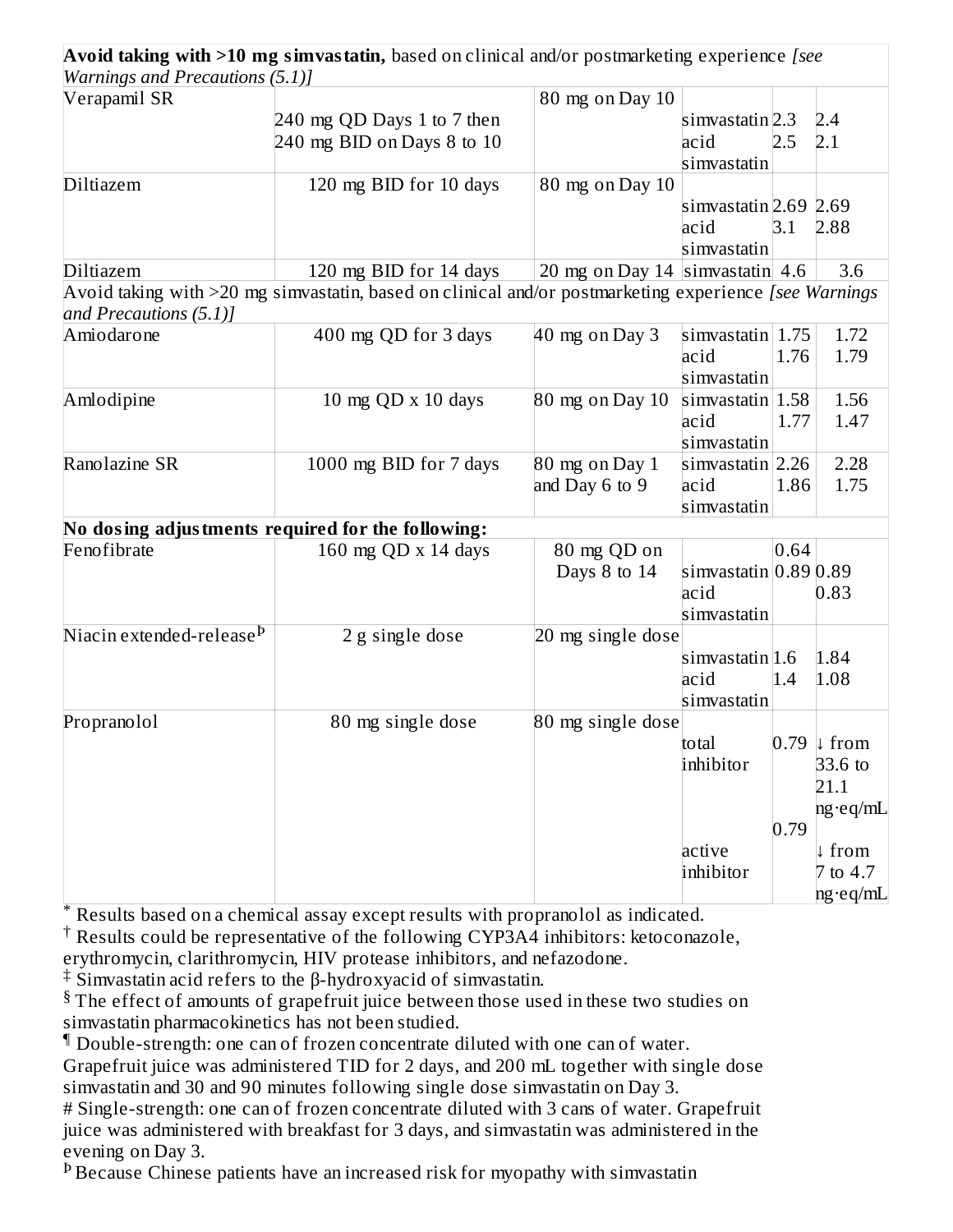| | | | | | |
|---|---|---|---|---|---|
| **Avoid taking with >10 mg simvastatin,** based on clinical and/or postmarketing experience *[see Warnings and Precautions (5.1)]* | | | | | |
| Verapamil SR | 240 mg QD Days 1 to 7 then 240 mg BID on Days 8 to 10 | 80 mg on Day 10 | simvastatin acid<br>simvastatin | 2.3<br>2.5 | 2.4<br>2.1 |
| Diltiazem | 120 mg BID for 10 days | 80 mg on Day 10 | simvastatin acid<br>simvastatin | 2.69<br>3.1 | 2.69<br>2.88 |
| Diltiazem | 120 mg BID for 14 days | 20 mg on Day 14 | simvastatin | 4.6 | 3.6 |
| Avoid taking with >20 mg simvastatin, based on clinical and/or postmarketing experience *[see Warnings and Precautions (5.1)]* | | | | | |
| Amiodarone | 400 mg QD for 3 days | 40 mg on Day 3 | simvastatin acid<br>simvastatin | 1.75<br>1.76 | 1.72<br>1.79 |
| Amlodipine | 10 mg QD x 10 days | 80 mg on Day 10 | simvastatin acid<br>simvastatin | 1.58<br>1.77 | 1.56<br>1.47 |
| Ranolazine SR | 1000 mg BID for 7 days | 80 mg on Day 1 and Day 6 to 9 | simvastatin acid<br>simvastatin | 2.26<br>1.86 | 2.28<br>1.75 |
| **No dosing adjustments required for the following:** | | | | | |
| Fenofibrate | 160 mg QD x 14 days | 80 mg QD on Days 8 to 14 | simvastatin acid<br>simvastatin | 0.64<br>0.89 | 0.89<br>0.83 |
| Niacin extended-release[Þ] | 2 g single dose | 20 mg single dose | simvastatin acid<br>simvastatin | 1.6<br>1.4 | 1.84<br>1.08 |
| Propranolol | 80 mg single dose | 80 mg single dose | total inhibitor<br>active inhibitor | 0.79<br>0.79 | ↓ from 33.6 to 21.1 ng·eq/mL<br>↓ from 7 to 4.7 ng·eq/mL |

[*] Results based on a chemical assay except results with propranolol as indicated.

[†] Results could be representative of the following CYP3A4 inhibitors: ketoconazole, erythromycin, clarithromycin, HIV protease inhibitors, and nefazodone.

[‡] Simvastatin acid refers to the β-hydroxyacid of simvastatin.

[§] The effect of amounts of grapefruit juice between those used in these two studies on simvastatin pharmacokinetics has not been studied.

[¶] Double-strength: one can of frozen concentrate diluted with one can of water. Grapefruit juice was administered TID for 2 days, and 200 mL together with single dose simvastatin and 30 and 90 minutes following single dose simvastatin on Day 3.

[#] Single-strength: one can of frozen concentrate diluted with 3 cans of water. Grapefruit juice was administered with breakfast for 3 days, and simvastatin was administered in the evening on Day 3.

[Þ] Because Chinese patients have an increased risk for myopathy with simvastatin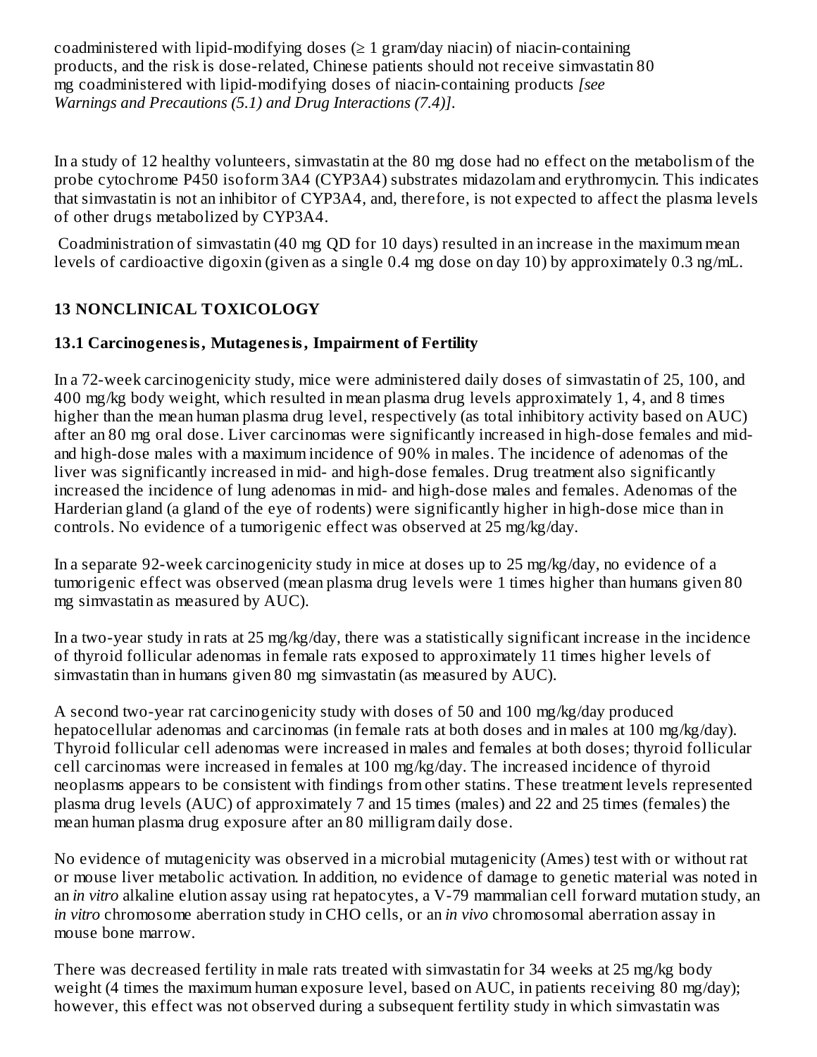coadministered with lipid-modifying doses (≥ 1 gram/day niacin) of niacin-containing products, and the risk is dose-related, Chinese patients should not receive simvastatin 80 mg coadministered with lipid-modifying doses of niacin-containing products *[see Warnings and Precautions (5.1) and Drug Interactions (7.4)]*.

In a study of 12 healthy volunteers, simvastatin at the 80 mg dose had no effect on the metabolism of the probe cytochrome P450 isoform 3A4 (CYP3A4) substrates midazolam and erythromycin. This indicates that simvastatin is not an inhibitor of CYP3A4, and, therefore, is not expected to affect the plasma levels of other drugs metabolized by CYP3A4.

Coadministration of simvastatin (40 mg QD for 10 days) resulted in an increase in the maximum mean levels of cardioactive digoxin (given as a single 0.4 mg dose on day 10) by approximately 0.3 ng/mL.

## 13 NONCLINICAL TOXICOLOGY

### 13.1 Carcinogenesis, Mutagenesis, Impairment of Fertility

In a 72-week carcinogenicity study, mice were administered daily doses of simvastatin of 25, 100, and 400 mg/kg body weight, which resulted in mean plasma drug levels approximately 1, 4, and 8 times higher than the mean human plasma drug level, respectively (as total inhibitory activity based on AUC) after an 80 mg oral dose. Liver carcinomas were significantly increased in high-dose females and mid- and high-dose males with a maximum incidence of 90% in males. The incidence of adenomas of the liver was significantly increased in mid- and high-dose females. Drug treatment also significantly increased the incidence of lung adenomas in mid- and high-dose males and females. Adenomas of the Harderian gland (a gland of the eye of rodents) were significantly higher in high-dose mice than in controls. No evidence of a tumorigenic effect was observed at 25 mg/kg/day.

In a separate 92-week carcinogenicity study in mice at doses up to 25 mg/kg/day, no evidence of a tumorigenic effect was observed (mean plasma drug levels were 1 times higher than humans given 80 mg simvastatin as measured by AUC).

In a two-year study in rats at 25 mg/kg/day, there was a statistically significant increase in the incidence of thyroid follicular adenomas in female rats exposed to approximately 11 times higher levels of simvastatin than in humans given 80 mg simvastatin (as measured by AUC).

A second two-year rat carcinogenicity study with doses of 50 and 100 mg/kg/day produced hepatocellular adenomas and carcinomas (in female rats at both doses and in males at 100 mg/kg/day). Thyroid follicular cell adenomas were increased in males and females at both doses; thyroid follicular cell carcinomas were increased in females at 100 mg/kg/day. The increased incidence of thyroid neoplasms appears to be consistent with findings from other statins. These treatment levels represented plasma drug levels (AUC) of approximately 7 and 15 times (males) and 22 and 25 times (females) the mean human plasma drug exposure after an 80 milligram daily dose.

No evidence of mutagenicity was observed in a microbial mutagenicity (Ames) test with or without rat or mouse liver metabolic activation. In addition, no evidence of damage to genetic material was noted in an *in vitro* alkaline elution assay using rat hepatocytes, a V-79 mammalian cell forward mutation study, an *in vitro* chromosome aberration study in CHO cells, or an *in vivo* chromosomal aberration assay in mouse bone marrow.

There was decreased fertility in male rats treated with simvastatin for 34 weeks at 25 mg/kg body weight (4 times the maximum human exposure level, based on AUC, in patients receiving 80 mg/day); however, this effect was not observed during a subsequent fertility study in which simvastatin was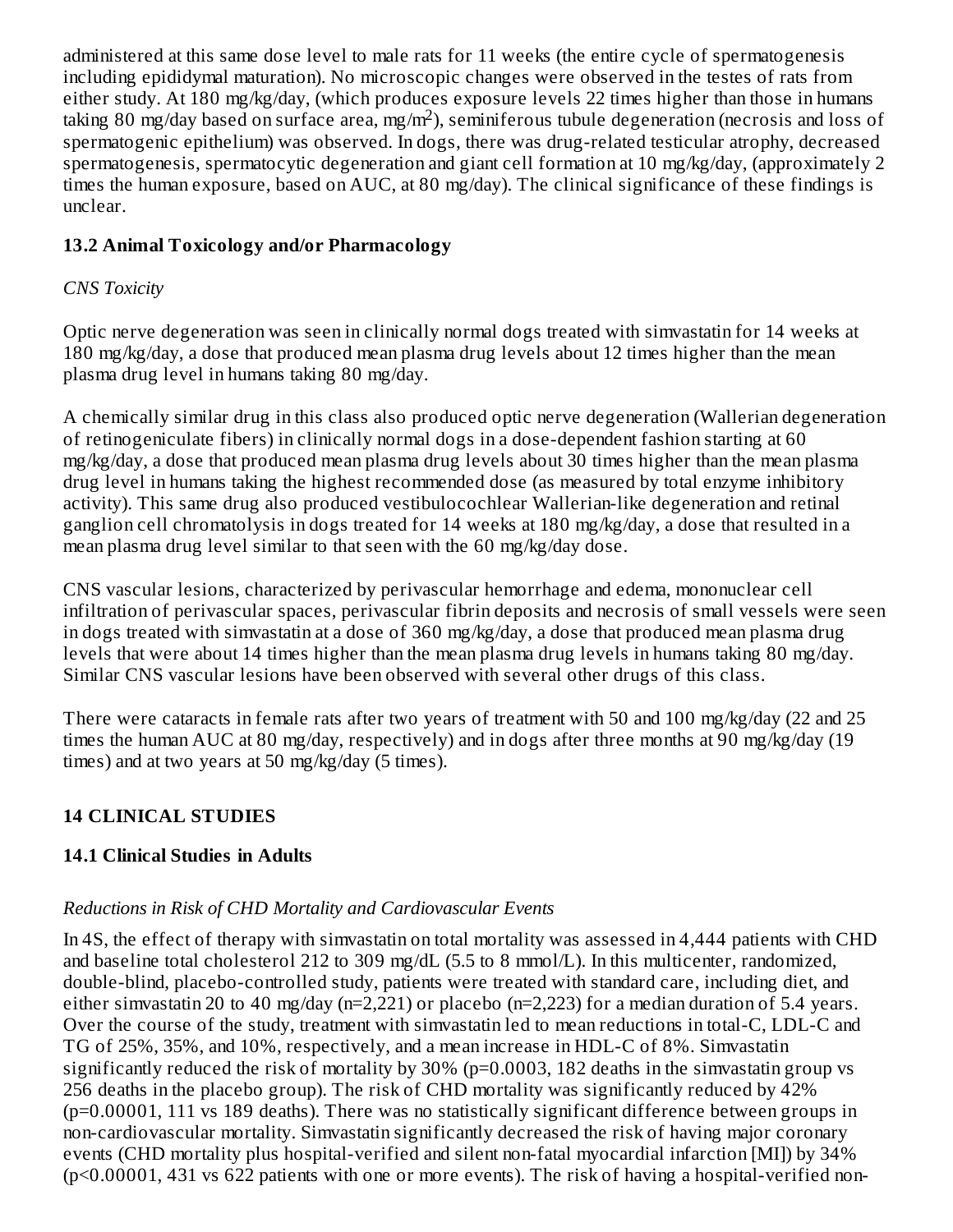administered at this same dose level to male rats for 11 weeks (the entire cycle of spermatogenesis including epididymal maturation). No microscopic changes were observed in the testes of rats from either study. At 180 mg/kg/day, (which produces exposure levels 22 times higher than those in humans taking 80 mg/day based on surface area, mg/m$^2$), seminiferous tubule degeneration (necrosis and loss of spermatogenic epithelium) was observed. In dogs, there was drug-related testicular atrophy, decreased spermatogenesis, spermatocytic degeneration and giant cell formation at 10 mg/kg/day, (approximately 2 times the human exposure, based on AUC, at 80 mg/day). The clinical significance of these findings is unclear.

## 13.2 Animal Toxicology and/or Pharmacology

*CNS Toxicity*

Optic nerve degeneration was seen in clinically normal dogs treated with simvastatin for 14 weeks at 180 mg/kg/day, a dose that produced mean plasma drug levels about 12 times higher than the mean plasma drug level in humans taking 80 mg/day.

A chemically similar drug in this class also produced optic nerve degeneration (Wallerian degeneration of retinogeniculate fibers) in clinically normal dogs in a dose-dependent fashion starting at 60 mg/kg/day, a dose that produced mean plasma drug levels about 30 times higher than the mean plasma drug level in humans taking the highest recommended dose (as measured by total enzyme inhibitory activity). This same drug also produced vestibulocochlear Wallerian-like degeneration and retinal ganglion cell chromatolysis in dogs treated for 14 weeks at 180 mg/kg/day, a dose that resulted in a mean plasma drug level similar to that seen with the 60 mg/kg/day dose.

CNS vascular lesions, characterized by perivascular hemorrhage and edema, mononuclear cell infiltration of perivascular spaces, perivascular fibrin deposits and necrosis of small vessels were seen in dogs treated with simvastatin at a dose of 360 mg/kg/day, a dose that produced mean plasma drug levels that were about 14 times higher than the mean plasma drug levels in humans taking 80 mg/day. Similar CNS vascular lesions have been observed with several other drugs of this class.

There were cataracts in female rats after two years of treatment with 50 and 100 mg/kg/day (22 and 25 times the human AUC at 80 mg/day, respectively) and in dogs after three months at 90 mg/kg/day (19 times) and at two years at 50 mg/kg/day (5 times).

# 14 CLINICAL STUDIES

## 14.1 Clinical Studies in Adults

*Reductions in Risk of CHD Mortality and Cardiovascular Events*

In 4S, the effect of therapy with simvastatin on total mortality was assessed in 4,444 patients with CHD and baseline total cholesterol 212 to 309 mg/dL (5.5 to 8 mmol/L). In this multicenter, randomized, double-blind, placebo-controlled study, patients were treated with standard care, including diet, and either simvastatin 20 to 40 mg/day (n=2,221) or placebo (n=2,223) for a median duration of 5.4 years. Over the course of the study, treatment with simvastatin led to mean reductions in total-C, LDL-C and TG of 25%, 35%, and 10%, respectively, and a mean increase in HDL-C of 8%. Simvastatin significantly reduced the risk of mortality by 30% (p=0.0003, 182 deaths in the simvastatin group vs 256 deaths in the placebo group). The risk of CHD mortality was significantly reduced by 42% (p=0.00001, 111 vs 189 deaths). There was no statistically significant difference between groups in non-cardiovascular mortality. Simvastatin significantly decreased the risk of having major coronary events (CHD mortality plus hospital-verified and silent non-fatal myocardial infarction [MI]) by 34% (p<0.00001, 431 vs 622 patients with one or more events). The risk of having a hospital-verified non-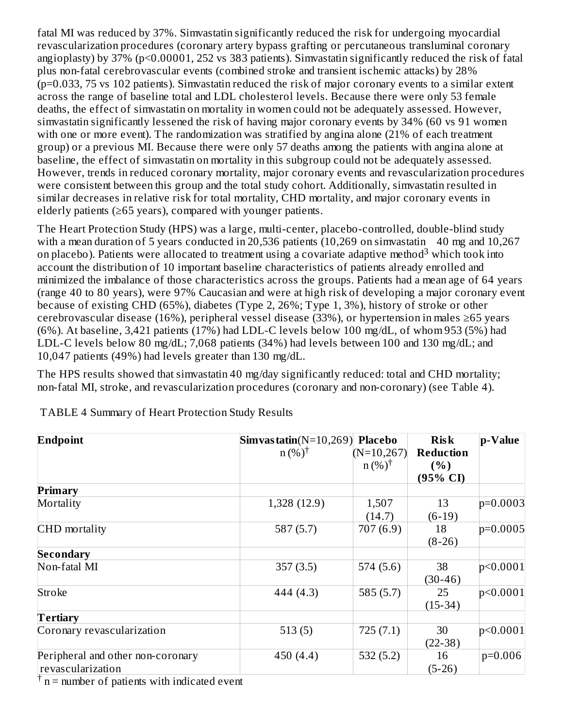fatal MI was reduced by 37%. Simvastatin significantly reduced the risk for undergoing myocardial revascularization procedures (coronary artery bypass grafting or percutaneous transluminal coronary angioplasty) by 37% ($p<0.00001$, 252 vs 383 patients). Simvastatin significantly reduced the risk of fatal plus non-fatal cerebrovascular events (combined stroke and transient ischemic attacks) by 28% ($p=0.033$, 75 vs 102 patients). Simvastatin reduced the risk of major coronary events to a similar extent across the range of baseline total and LDL cholesterol levels. Because there were only 53 female deaths, the effect of simvastatin on mortality in women could not be adequately assessed. However, simvastatin significantly lessened the risk of having major coronary events by 34% (60 vs 91 women with one or more event). The randomization was stratified by angina alone (21% of each treatment group) or a previous MI. Because there were only 57 deaths among the patients with angina alone at baseline, the effect of simvastatin on mortality in this subgroup could not be adequately assessed. However, trends in reduced coronary mortality, major coronary events and revascularization procedures were consistent between this group and the total study cohort. Additionally, simvastatin resulted in similar decreases in relative risk for total mortality, CHD mortality, and major coronary events in elderly patients (≥65 years), compared with younger patients.

The Heart Protection Study (HPS) was a large, multi-center, placebo-controlled, double-blind study with a mean duration of 5 years conducted in 20,536 patients (10,269 on simvastatin 40 mg and 10,267 on placebo). Patients were allocated to treatment using a covariate adaptive method[3] which took into account the distribution of 10 important baseline characteristics of patients already enrolled and minimized the imbalance of those characteristics across the groups. Patients had a mean age of 64 years (range 40 to 80 years), were 97% Caucasian and were at high risk of developing a major coronary event because of existing CHD (65%), diabetes (Type 2, 26%; Type 1, 3%), history of stroke or other cerebrovascular disease (16%), peripheral vessel disease (33%), or hypertension in males ≥65 years (6%). At baseline, 3,421 patients (17%) had LDL-C levels below 100 mg/dL, of whom 953 (5%) had LDL-C levels below 80 mg/dL; 7,068 patients (34%) had levels between 100 and 130 mg/dL; and 10,047 patients (49%) had levels greater than 130 mg/dL.

The HPS results showed that simvastatin 40 mg/day significantly reduced: total and CHD mortality; non-fatal MI, stroke, and revascularization procedures (coronary and non-coronary) (see Table 4).

TABLE 4 Summary of Heart Protection Study Results

| Endpoint | Simvastatin (N=10,269) n (%)† | Placebo (N=10,267) n (%)† | Risk Reduction (%) (95% CI) | p-Value |
|---|---|---|---|---|
| **Primary** | | | | |
| Mortality | 1,328 (12.9) | 1,507 (14.7) | 13 (6-19) | p=0.0003 |
| CHD mortality | 587 (5.7) | 707 (6.9) | 18 (8-26) | p=0.0005 |
| **Secondary** | | | | |
| Non-fatal MI | 357 (3.5) | 574 (5.6) | 38 (30-46) | p<0.0001 |
| Stroke | 444 (4.3) | 585 (5.7) | 25 (15-34) | p<0.0001 |
| **Tertiary** | | | | |
| Coronary revascularization | 513 (5) | 725 (7.1) | 30 (22-38) | p<0.0001 |
| Peripheral and other non-coronary revascularization | 450 (4.4) | 532 (5.2) | 16 (5-26) | p=0.006 |

† n = number of patients with indicated event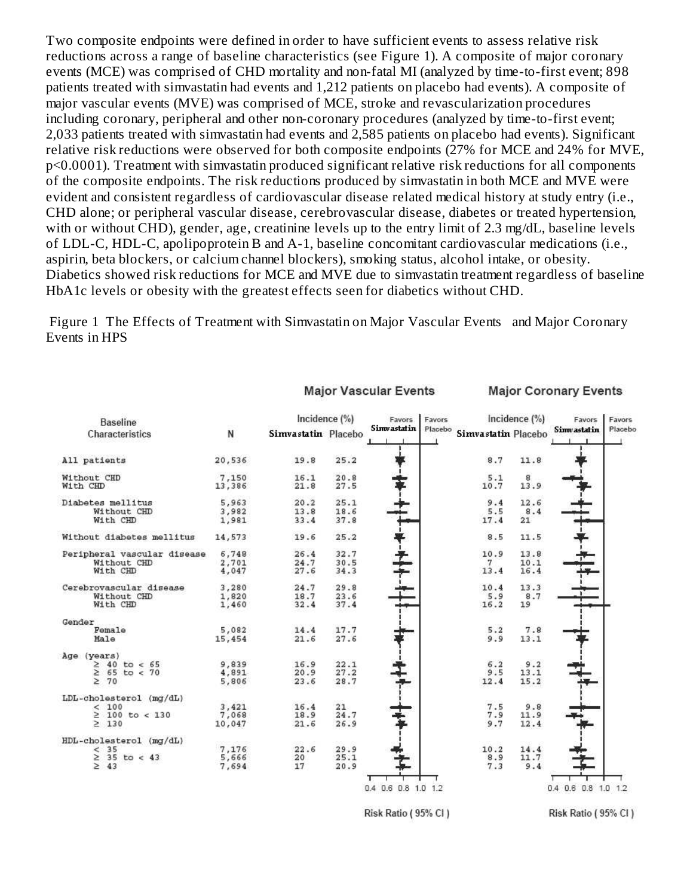Two composite endpoints were defined in order to have sufficient events to assess relative risk reductions across a range of baseline characteristics (see Figure 1). A composite of major coronary events (MCE) was comprised of CHD mortality and non-fatal MI (analyzed by time-to-first event; 898 patients treated with simvastatin had events and 1,212 patients on placebo had events). A composite of major vascular events (MVE) was comprised of MCE, stroke and revascularization procedures including coronary, peripheral and other non-coronary procedures (analyzed by time-to-first event; 2,033 patients treated with simvastatin had events and 2,585 patients on placebo had events). Significant relative risk reductions were observed for both composite endpoints (27% for MCE and 24% for MVE, $p<0.0001$). Treatment with simvastatin produced significant relative risk reductions for all components of the composite endpoints. The risk reductions produced by simvastatin in both MCE and MVE were evident and consistent regardless of cardiovascular disease related medical history at study entry (i.e., CHD alone; or peripheral vascular disease, cerebrovascular disease, diabetes or treated hypertension, with or without CHD), gender, age, creatinine levels up to the entry limit of 2.3 mg/dL, baseline levels of LDL-C, HDL-C, apolipoprotein B and A-1, baseline concomitant cardiovascular medications (i.e., aspirin, beta blockers, or calcium channel blockers), smoking status, alcohol intake, or obesity. Diabetics showed risk reductions for MCE and MVE due to simvastatin treatment regardless of baseline HbA1c levels or obesity with the greatest effects seen for diabetics without CHD.

Figure 1 The Effects of Treatment with Simvastatin on Major Vascular Events and Major Coronary Events in HPS

| Baseline Characteristics | N | Major Vascular Events Incidence (%) Simvastatin | Major Vascular Events Incidence (%) Placebo | Major Coronary Events Incidence (%) Simvastatin | Major Coronary Events Incidence (%) Placebo |
|---|---|---|---|---|---|
| All patients | 20,536 | 19.8 | 25.2 | 8.7 | 11.8 |
| Without CHD | 7,150 | 16.1 | 20.8 | 5.1 | 8 |
| With CHD | 13,386 | 21.8 | 27.5 | 10.7 | 13.9 |
| Diabetes mellitus | 5,963 | 20.2 | 25.1 | 9.4 | 12.6 |
| Without CHD | 3,982 | 13.8 | 18.6 | 5.5 | 8.4 |
| With CHD | 1,981 | 33.4 | 37.8 | 17.4 | 21 |
| Without diabetes mellitus | 14,573 | 19.6 | 25.2 | 8.5 | 11.5 |
| Peripheral vascular disease | 6,748 | 26.4 | 32.7 | 10.9 | 13.8 |
| Without CHD | 2,701 | 24.7 | 30.5 | 7 | 10.1 |
| With CHD | 4,047 | 27.6 | 34.3 | 13.4 | 16.4 |
| Cerebrovascular disease | 3,280 | 24.7 | 29.8 | 10.4 | 13.3 |
| Without CHD | 1,820 | 18.7 | 23.6 | 5.9 | 8.7 |
| With CHD | 1,460 | 32.4 | 37.4 | 16.2 | 19 |
| Gender | | | | | |
| Female | 5,082 | 14.4 | 17.7 | 5.2 | 7.8 |
| Male | 15,454 | 21.6 | 27.6 | 9.9 | 13.1 |
| Age (years) | | | | | |
| ≥ 40 to < 65 | 9,839 | 16.9 | 22.1 | 6.2 | 9.2 |
| ≥ 65 to < 70 | 4,891 | 20.9 | 27.2 | 9.5 | 13.1 |
| ≥ 70 | 5,806 | 23.6 | 28.7 | 12.4 | 15.2 |
| LDL-cholesterol (mg/dL) | | | | | |
| < 100 | 3,421 | 16.4 | 21 | 7.5 | 9.8 |
| ≥ 100 to < 130 | 7,068 | 18.9 | 24.7 | 7.9 | 11.9 |
| ≥ 130 | 10,047 | 21.6 | 26.9 | 9.7 | 12.4 |
| HDL-cholesterol (mg/dL) | | | | | |
| < 35 | 7,176 | 22.6 | 29.9 | 10.2 | 14.4 |
| ≥ 35 to < 43 | 5,666 | 20 | 25.1 | 8.9 | 11.7 |
| ≥ 43 | 7,694 | 17 | 20.9 | 7.3 | 9.4 |

Risk Ratio (95% CI) — Favors Simvastatin / Favors Placebo (axis: 0.4 0.6 0.8 1.0 1.2)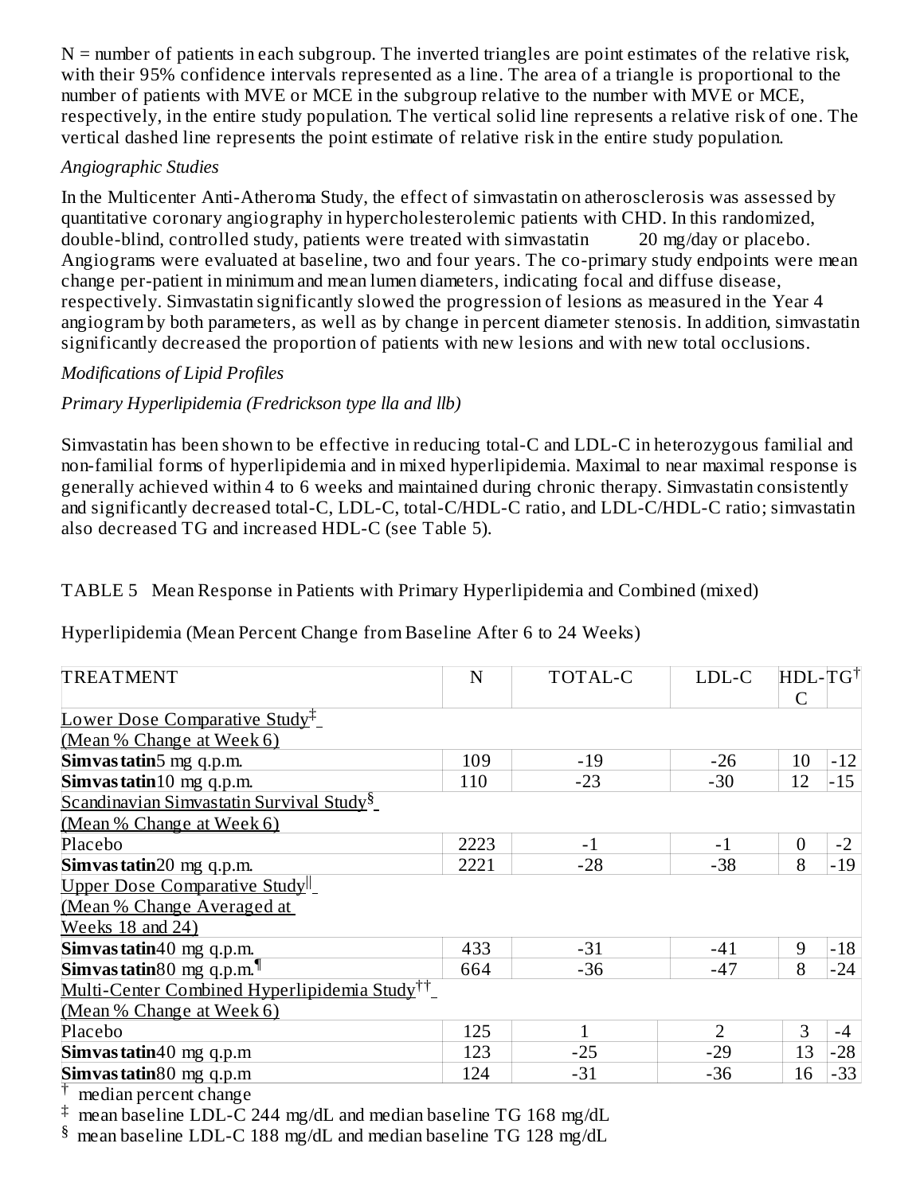N = number of patients in each subgroup. The inverted triangles are point estimates of the relative risk, with their 95% confidence intervals represented as a line. The area of a triangle is proportional to the number of patients with MVE or MCE in the subgroup relative to the number with MVE or MCE, respectively, in the entire study population. The vertical solid line represents a relative risk of one. The vertical dashed line represents the point estimate of relative risk in the entire study population.

*Angiographic Studies*

In the Multicenter Anti-Atheroma Study, the effect of simvastatin on atherosclerosis was assessed by quantitative coronary angiography in hypercholesterolemic patients with CHD. In this randomized, double-blind, controlled study, patients were treated with simvastatin 20 mg/day or placebo. Angiograms were evaluated at baseline, two and four years. The co-primary study endpoints were mean change per-patient in minimum and mean lumen diameters, indicating focal and diffuse disease, respectively. Simvastatin significantly slowed the progression of lesions as measured in the Year 4 angiogram by both parameters, as well as by change in percent diameter stenosis. In addition, simvastatin significantly decreased the proportion of patients with new lesions and with new total occlusions.

*Modifications of Lipid Profiles*

*Primary Hyperlipidemia (Fredrickson type lla and llb)*

Simvastatin has been shown to be effective in reducing total-C and LDL-C in heterozygous familial and non-familial forms of hyperlipidemia and in mixed hyperlipidemia. Maximal to near maximal response is generally achieved within 4 to 6 weeks and maintained during chronic therapy. Simvastatin consistently and significantly decreased total-C, LDL-C, total-C/HDL-C ratio, and LDL-C/HDL-C ratio; simvastatin also decreased TG and increased HDL-C (see Table 5).

TABLE 5 Mean Response in Patients with Primary Hyperlipidemia and Combined (mixed)

Hyperlipidemia (Mean Percent Change from Baseline After 6 to 24 Weeks)

| TREATMENT | N | TOTAL-C | LDL-C | HDL-C | TG[†] |
|---|---|---|---|---|---|
| Lower Dose Comparative Study[‡] (Mean % Change at Week 6) | | | | | |
| **Simvastatin** 5 mg q.p.m. | 109 | -19 | -26 | 10 | -12 |
| **Simvastatin** 10 mg q.p.m. | 110 | -23 | -30 | 12 | -15 |
| Scandinavian Simvastatin Survival Study[§] (Mean % Change at Week 6) | | | | | |
| Placebo | 2223 | -1 | -1 | 0 | -2 |
| **Simvastatin** 20 mg q.p.m. | 2221 | -28 | -38 | 8 | -19 |
| Upper Dose Comparative Study[||] (Mean % Change Averaged at Weeks 18 and 24) | | | | | |
| **Simvastatin** 40 mg q.p.m. | 433 | -31 | -41 | 9 | -18 |
| **Simvastatin** 80 mg q.p.m.[¶] | 664 | -36 | -47 | 8 | -24 |
| Multi-Center Combined Hyperlipidemia Study[††] (Mean % Change at Week 6) | | | | | |
| Placebo | 125 | 1 | 2 | 3 | -4 |
| **Simvastatin** 40 mg q.p.m | 123 | -25 | -29 | 13 | -28 |
| **Simvastatin** 80 mg q.p.m | 124 | -31 | -36 | 16 | -33 |

[†] median percent change

[‡] mean baseline LDL-C 244 mg/dL and median baseline TG 168 mg/dL

[§] mean baseline LDL-C 188 mg/dL and median baseline TG 128 mg/dL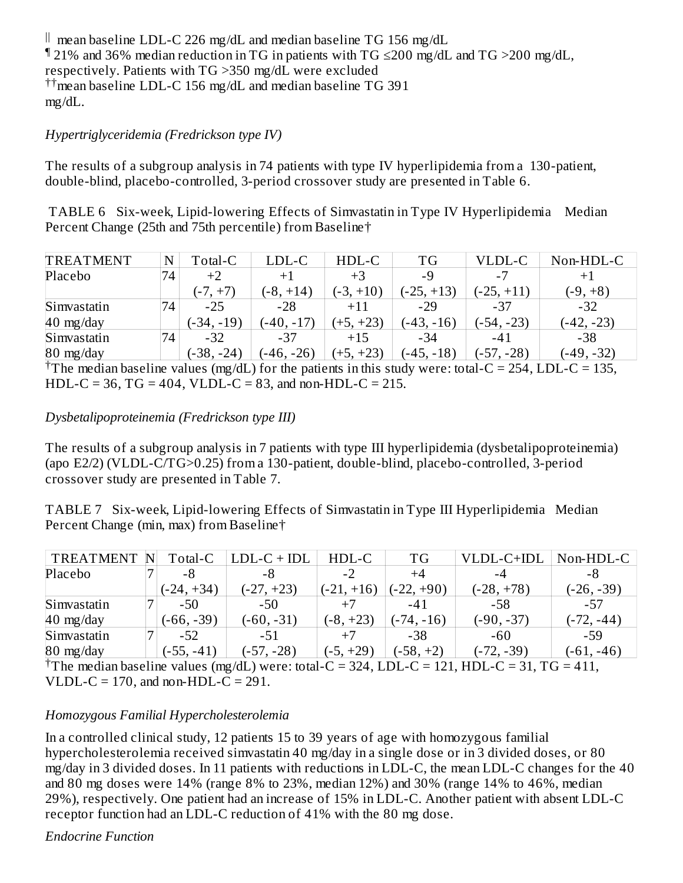‖ mean baseline LDL-C 226 mg/dL and median baseline TG 156 mg/dL
¶ 21% and 36% median reduction in TG in patients with TG ≤200 mg/dL and TG >200 mg/dL, respectively. Patients with TG >350 mg/dL were excluded
†† mean baseline LDL-C 156 mg/dL and median baseline TG 391 mg/dL.

*Hypertriglyceridemia (Fredrickson type IV)*

The results of a subgroup analysis in 74 patients with type IV hyperlipidemia from a 130-patient, double-blind, placebo-controlled, 3-period crossover study are presented in Table 6.

TABLE 6 Six-week, Lipid-lowering Effects of Simvastatin in Type IV Hyperlipidemia Median Percent Change (25th and 75th percentile) from Baseline†

| TREATMENT | N | Total-C | LDL-C | HDL-C | TG | VLDL-C | Non-HDL-C |
|---|---|---|---|---|---|---|---|
| Placebo | 74 | +2<br>(-7, +7) | +1<br>(-8, +14) | +3<br>(-3, +10) | -9<br>(-25, +13) | -7<br>(-25, +11) | +1<br>(-9, +8) |
| Simvastatin 40 mg/day | 74 | -25<br>(-34, -19) | -28<br>(-40, -17) | +11<br>(+5, +23) | -29<br>(-43, -16) | -37<br>(-54, -23) | -32<br>(-42, -23) |
| Simvastatin 80 mg/day | 74 | -32<br>(-38, -24) | -37<br>(-46, -26) | +15<br>(+5, +23) | -34<br>(-45, -18) | -41<br>(-57, -28) | -38<br>(-49, -32) |

† The median baseline values (mg/dL) for the patients in this study were: total-C = 254, LDL-C = 135, HDL-C = 36, TG = 404, VLDL-C = 83, and non-HDL-C = 215.

*Dysbetalipoproteinemia (Fredrickson type III)*

The results of a subgroup analysis in 7 patients with type III hyperlipidemia (dysbetalipoproteinemia) (apo E2/2) (VLDL-C/TG>0.25) from a 130-patient, double-blind, placebo-controlled, 3-period crossover study are presented in Table 7.

TABLE 7 Six-week, Lipid-lowering Effects of Simvastatin in Type III Hyperlipidemia Median Percent Change (min, max) from Baseline†

| TREATMENT | N | Total-C | LDL-C + IDL | HDL-C | TG | VLDL-C+IDL | Non-HDL-C |
|---|---|---|---|---|---|---|---|
| Placebo | 7 | -8<br>(-24, +34) | -8<br>(-27, +23) | -2<br>(-21, +16) | +4<br>(-22, +90) | -4<br>(-28, +78) | -8<br>(-26, -39) |
| Simvastatin 40 mg/day | 7 | -50<br>(-66, -39) | -50<br>(-60, -31) | +7<br>(-8, +23) | -41<br>(-74, -16) | -58<br>(-90, -37) | -57<br>(-72, -44) |
| Simvastatin 80 mg/day | 7 | -52<br>(-55, -41) | -51<br>(-57, -28) | +7<br>(-5, +29) | -38<br>(-58, +2) | -60<br>(-72, -39) | -59<br>(-61, -46) |

† The median baseline values (mg/dL) were: total-C = 324, LDL-C = 121, HDL-C = 31, TG = 411, VLDL-C = 170, and non-HDL-C = 291.

*Homozygous Familial Hypercholesterolemia*

In a controlled clinical study, 12 patients 15 to 39 years of age with homozygous familial hypercholesterolemia received simvastatin 40 mg/day in a single dose or in 3 divided doses, or 80 mg/day in 3 divided doses. In 11 patients with reductions in LDL-C, the mean LDL-C changes for the 40 and 80 mg doses were 14% (range 8% to 23%, median 12%) and 30% (range 14% to 46%, median 29%), respectively. One patient had an increase of 15% in LDL-C. Another patient with absent LDL-C receptor function had an LDL-C reduction of 41% with the 80 mg dose.

*Endocrine Function*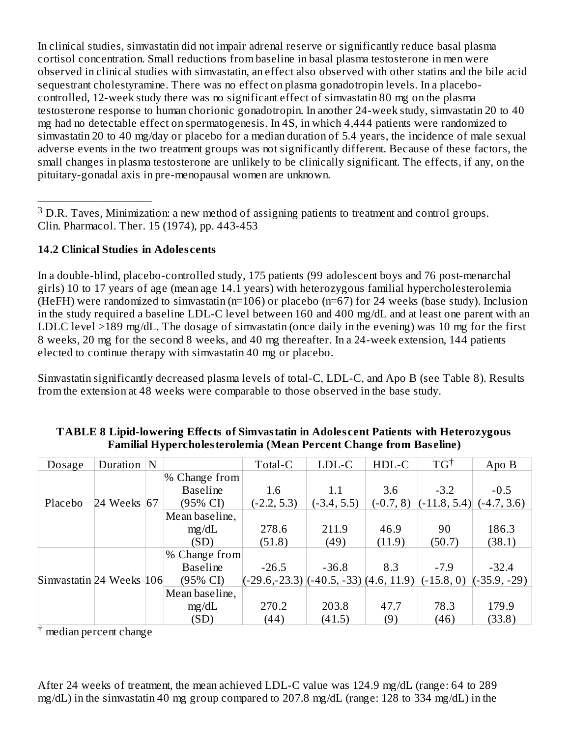In clinical studies, simvastatin did not impair adrenal reserve or significantly reduce basal plasma cortisol concentration. Small reductions from baseline in basal plasma testosterone in men were observed in clinical studies with simvastatin, an effect also observed with other statins and the bile acid sequestrant cholestyramine. There was no effect on plasma gonadotropin levels. In a placebo-controlled, 12-week study there was no significant effect of simvastatin 80 mg on the plasma testosterone response to human chorionic gonadotropin. In another 24-week study, simvastatin 20 to 40 mg had no detectable effect on spermatogenesis. In 4S, in which 4,444 patients were randomized to simvastatin 20 to 40 mg/day or placebo for a median duration of 5.4 years, the incidence of male sexual adverse events in the two treatment groups was not significantly different. Because of these factors, the small changes in plasma testosterone are unlikely to be clinically significant. The effects, if any, on the pituitary-gonadal axis in pre-menopausal women are unknown.

---

[3] D.R. Taves, Minimization: a new method of assigning patients to treatment and control groups. Clin. Pharmacol. Ther. 15 (1974), pp. 443-453

### 14.2 Clinical Studies in Adolescents

In a double-blind, placebo-controlled study, 175 patients (99 adolescent boys and 76 post-menarchal girls) 10 to 17 years of age (mean age 14.1 years) with heterozygous familial hypercholesterolemia (HeFH) were randomized to simvastatin (n=106) or placebo (n=67) for 24 weeks (base study). Inclusion in the study required a baseline LDL-C level between 160 and 400 mg/dL and at least one parent with an LDLC level >189 mg/dL. The dosage of simvastatin (once daily in the evening) was 10 mg for the first 8 weeks, 20 mg for the second 8 weeks, and 40 mg thereafter. In a 24-week extension, 144 patients elected to continue therapy with simvastatin 40 mg or placebo.

Simvastatin significantly decreased plasma levels of total-C, LDL-C, and Apo B (see Table 8). Results from the extension at 48 weeks were comparable to those observed in the base study.

**TABLE 8 Lipid-lowering Effects of Simvastatin in Adolescent Patients with Heterozygous Familial Hypercholesterolemia (Mean Percent Change from Baseline)**

| Dosage | Duration | N | | Total-C | LDL-C | HDL-C | TG† | Apo B |
|---|---|---|---|---|---|---|---|---|
| Placebo | 24 Weeks | 67 | % Change from Baseline (95% CI) | 1.6 (-2.2, 5.3) | 1.1 (-3.4, 5.5) | 3.6 (-0.7, 8) | -3.2 (-11.8, 5.4) | -0.5 (-4.7, 3.6) |
| | | | Mean baseline, mg/dL (SD) | 278.6 (51.8) | 211.9 (49) | 46.9 (11.9) | 90 (50.7) | 186.3 (38.1) |
| Simvastatin | 24 Weeks | 106 | % Change from Baseline (95% CI) | -26.5 (-29.6,-23.3) | -36.8 (-40.5, -33) | 8.3 (4.6, 11.9) | -7.9 (-15.8, 0) | -32.4 (-35.9, -29) |
| | | | Mean baseline, mg/dL (SD) | 270.2 (44) | 203.8 (41.5) | 47.7 (9) | 78.3 (46) | 179.9 (33.8) |

† median percent change

After 24 weeks of treatment, the mean achieved LDL-C value was 124.9 mg/dL (range: 64 to 289 mg/dL) in the simvastatin 40 mg group compared to 207.8 mg/dL (range: 128 to 334 mg/dL) in the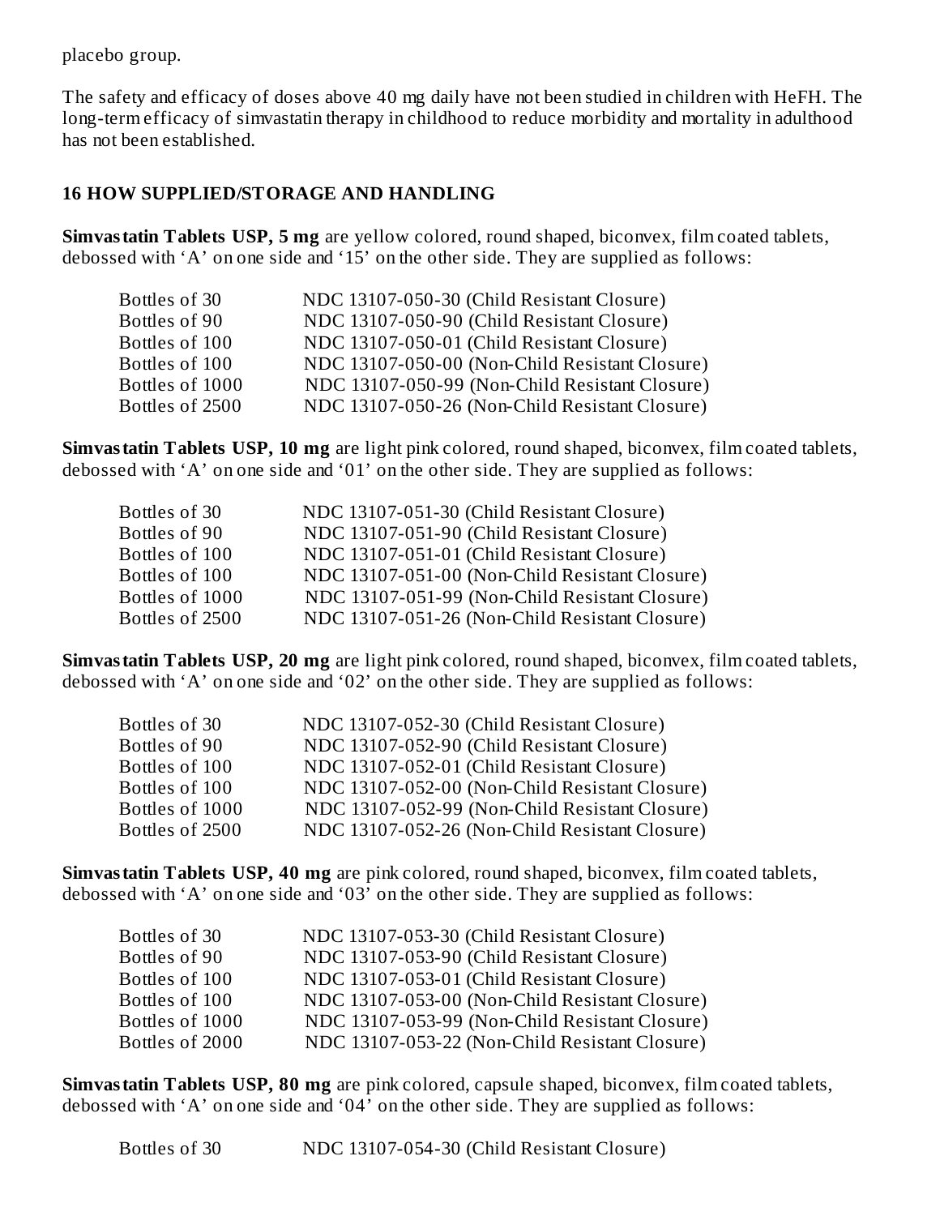placebo group.

The safety and efficacy of doses above 40 mg daily have not been studied in children with HeFH. The long-term efficacy of simvastatin therapy in childhood to reduce morbidity and mortality in adulthood has not been established.

## 16 HOW SUPPLIED/STORAGE AND HANDLING

**Simvastatin Tablets USP, 5 mg** are yellow colored, round shaped, biconvex, film coated tablets, debossed with 'A' on one side and '15' on the other side. They are supplied as follows:

| | |
|---|---|
| Bottles of 30 | NDC 13107-050-30 (Child Resistant Closure) |
| Bottles of 90 | NDC 13107-050-90 (Child Resistant Closure) |
| Bottles of 100 | NDC 13107-050-01 (Child Resistant Closure) |
| Bottles of 100 | NDC 13107-050-00 (Non-Child Resistant Closure) |
| Bottles of 1000 | NDC 13107-050-99 (Non-Child Resistant Closure) |
| Bottles of 2500 | NDC 13107-050-26 (Non-Child Resistant Closure) |

**Simvastatin Tablets USP, 10 mg** are light pink colored, round shaped, biconvex, film coated tablets, debossed with 'A' on one side and '01' on the other side. They are supplied as follows:

| | |
|---|---|
| Bottles of 30 | NDC 13107-051-30 (Child Resistant Closure) |
| Bottles of 90 | NDC 13107-051-90 (Child Resistant Closure) |
| Bottles of 100 | NDC 13107-051-01 (Child Resistant Closure) |
| Bottles of 100 | NDC 13107-051-00 (Non-Child Resistant Closure) |
| Bottles of 1000 | NDC 13107-051-99 (Non-Child Resistant Closure) |
| Bottles of 2500 | NDC 13107-051-26 (Non-Child Resistant Closure) |

**Simvastatin Tablets USP, 20 mg** are light pink colored, round shaped, biconvex, film coated tablets, debossed with 'A' on one side and '02' on the other side. They are supplied as follows:

| | |
|---|---|
| Bottles of 30 | NDC 13107-052-30 (Child Resistant Closure) |
| Bottles of 90 | NDC 13107-052-90 (Child Resistant Closure) |
| Bottles of 100 | NDC 13107-052-01 (Child Resistant Closure) |
| Bottles of 100 | NDC 13107-052-00 (Non-Child Resistant Closure) |
| Bottles of 1000 | NDC 13107-052-99 (Non-Child Resistant Closure) |
| Bottles of 2500 | NDC 13107-052-26 (Non-Child Resistant Closure) |

**Simvastatin Tablets USP, 40 mg** are pink colored, round shaped, biconvex, film coated tablets, debossed with 'A' on one side and '03' on the other side. They are supplied as follows:

| | |
|---|---|
| Bottles of 30 | NDC 13107-053-30 (Child Resistant Closure) |
| Bottles of 90 | NDC 13107-053-90 (Child Resistant Closure) |
| Bottles of 100 | NDC 13107-053-01 (Child Resistant Closure) |
| Bottles of 100 | NDC 13107-053-00 (Non-Child Resistant Closure) |
| Bottles of 1000 | NDC 13107-053-99 (Non-Child Resistant Closure) |
| Bottles of 2000 | NDC 13107-053-22 (Non-Child Resistant Closure) |

**Simvastatin Tablets USP, 80 mg** are pink colored, capsule shaped, biconvex, film coated tablets, debossed with 'A' on one side and '04' on the other side. They are supplied as follows:

| | |
|---|---|
| Bottles of 30 | NDC 13107-054-30 (Child Resistant Closure) |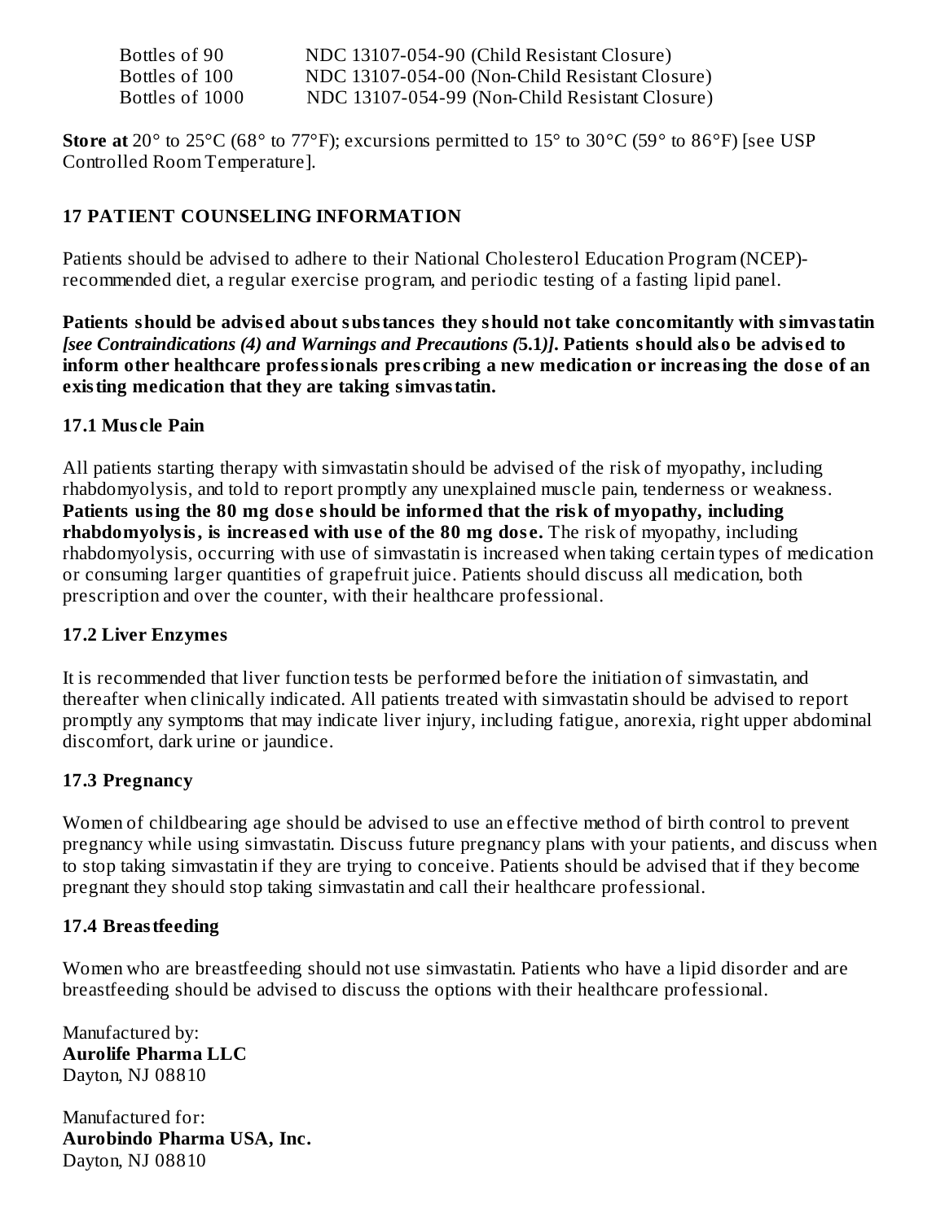| | |
|---|---|
| Bottles of 90 | NDC 13107-054-90 (Child Resistant Closure) |
| Bottles of 100 | NDC 13107-054-00 (Non-Child Resistant Closure) |
| Bottles of 1000 | NDC 13107-054-99 (Non-Child Resistant Closure) |

**Store at** 20° to 25°C (68° to 77°F); excursions permitted to 15° to 30°C (59° to 86°F) [see USP Controlled Room Temperature].

## 17 PATIENT COUNSELING INFORMATION

Patients should be advised to adhere to their National Cholesterol Education Program (NCEP)-recommended diet, a regular exercise program, and periodic testing of a fasting lipid panel.

**Patients should be advised about substances they should not take concomitantly with simvastatin *[see Contraindications (4) and Warnings and Precautions (*5.1*)]*. Patients should also be advised to inform other healthcare professionals prescribing a new medication or increasing the dose of an existing medication that they are taking simvastatin.**

### 17.1 Muscle Pain

All patients starting therapy with simvastatin should be advised of the risk of myopathy, including rhabdomyolysis, and told to report promptly any unexplained muscle pain, tenderness or weakness. **Patients using the 80 mg dose should be informed that the risk of myopathy, including rhabdomyolysis, is increased with use of the 80 mg dose.** The risk of myopathy, including rhabdomyolysis, occurring with use of simvastatin is increased when taking certain types of medication or consuming larger quantities of grapefruit juice. Patients should discuss all medication, both prescription and over the counter, with their healthcare professional.

### 17.2 Liver Enzymes

It is recommended that liver function tests be performed before the initiation of simvastatin, and thereafter when clinically indicated. All patients treated with simvastatin should be advised to report promptly any symptoms that may indicate liver injury, including fatigue, anorexia, right upper abdominal discomfort, dark urine or jaundice.

### 17.3 Pregnancy

Women of childbearing age should be advised to use an effective method of birth control to prevent pregnancy while using simvastatin. Discuss future pregnancy plans with your patients, and discuss when to stop taking simvastatin if they are trying to conceive. Patients should be advised that if they become pregnant they should stop taking simvastatin and call their healthcare professional.

### 17.4 Breastfeeding

Women who are breastfeeding should not use simvastatin. Patients who have a lipid disorder and are breastfeeding should be advised to discuss the options with their healthcare professional.

Manufactured by:
**Aurolife Pharma LLC**
Dayton, NJ 08810

Manufactured for:
**Aurobindo Pharma USA, Inc.**
Dayton, NJ 08810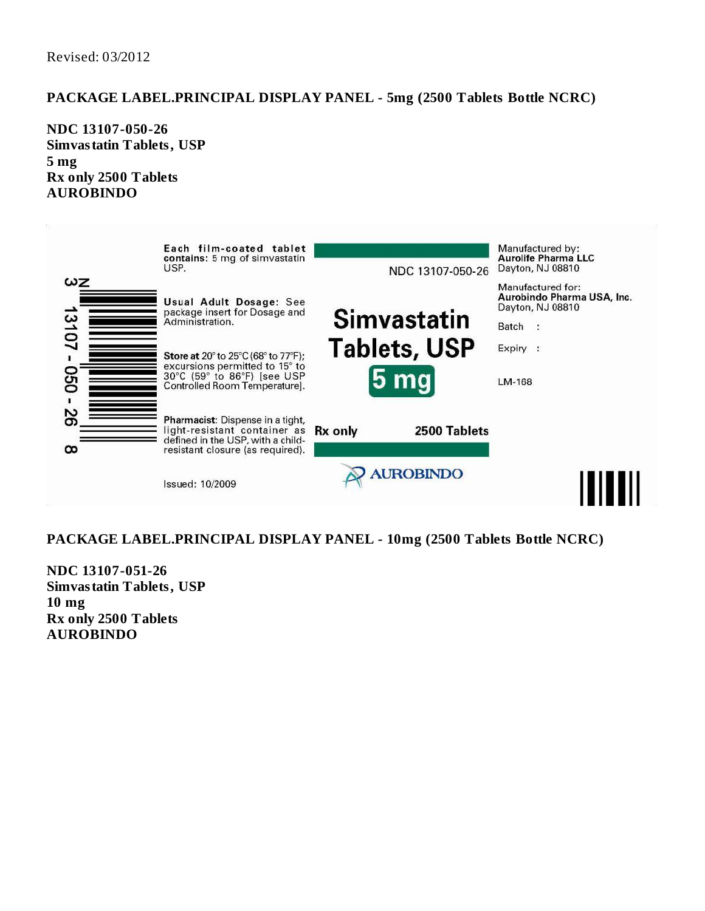Revised: 03/2012

**PACKAGE LABEL.PRINCIPAL DISPLAY PANEL - 5mg (2500 Tablets Bottle NCRC)**

**NDC 13107-050-26**
**Simvastatin Tablets, USP**
**5 mg**
**Rx only 2500 Tablets**
**AUROBINDO**

**Each film-coated tablet contains:** 5 mg of simvastatin USP.

**Usual Adult Dosage:** See package insert for Dosage and Administration.

**Store at** 20° to 25°C (68° to 77°F); excursions permitted to 15° to 30°C (59° to 86°F) [see USP Controlled Room Temperature].

**Pharmacist:** Dispense in a tight, light-resistant container as defined in the USP, with a child-resistant closure (as required).

Issued: 10/2009

NDC 13107-050-26

**Simvastatin Tablets, USP**

**5 mg**

**Rx only** **2500 Tablets**

AUROBINDO

Manufactured by:
**Aurolife Pharma LLC**
Dayton, NJ 08810

Manufactured for:
**Aurobindo Pharma USA, Inc.**
Dayton, NJ 08810

Batch :

Expiry :

LM-168

N 3 13107-050-26 8

**PACKAGE LABEL.PRINCIPAL DISPLAY PANEL - 10mg (2500 Tablets Bottle NCRC)**

**NDC 13107-051-26**
**Simvastatin Tablets, USP**
**10 mg**
**Rx only 2500 Tablets**
**AUROBINDO**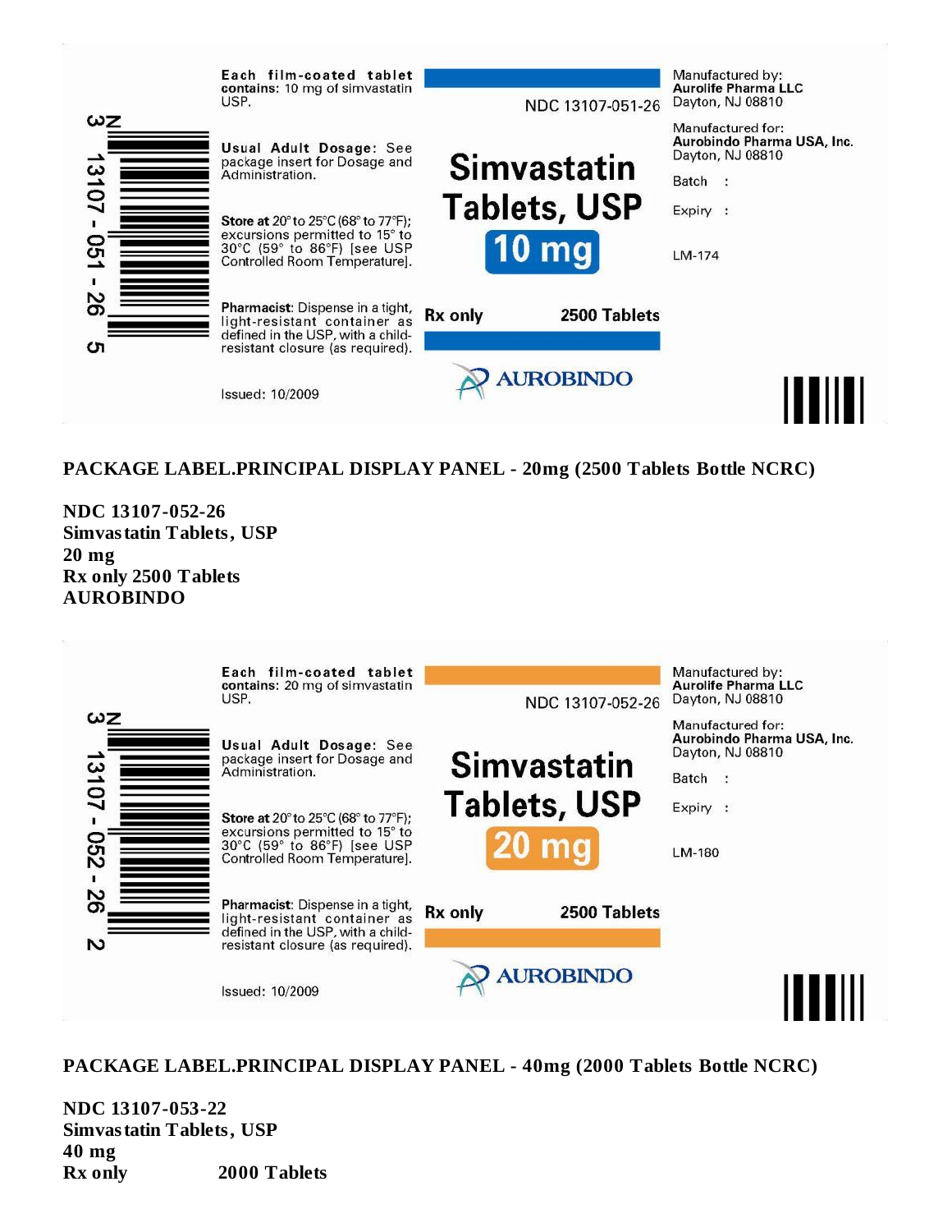3 N 13107 - 051 - 26 5

Each film-coated tablet contains: 10 mg of simvastatin USP.

Usual Adult Dosage: See package insert for Dosage and Administration.

Store at 20° to 25°C (68° to 77°F); excursions permitted to 15° to 30°C (59° to 86°F) [see USP Controlled Room Temperature].

Pharmacist: Dispense in a tight, light-resistant container as defined in the USP, with a child-resistant closure (as required).

Issued: 10/2009

NDC 13107-051-26

Simvastatin Tablets, USP

10 mg

Rx only 2500 Tablets

AUROBINDO

Manufactured by:
**Aurolife Pharma LLC**
Dayton, NJ 08810

Manufactured for:
**Aurobindo Pharma USA, Inc.**
Dayton, NJ 08810

Batch :

Expiry :

LM-174

**PACKAGE LABEL.PRINCIPAL DISPLAY PANEL - 20mg (2500 Tablets Bottle NCRC)**

**NDC 13107-052-26**
**Simvastatin Tablets, USP**
**20 mg**
**Rx only 2500 Tablets**
**AUROBINDO**

3 N 13107 - 052 - 26 2

Each film-coated tablet contains: 20 mg of simvastatin USP.

Usual Adult Dosage: See package insert for Dosage and Administration.

Store at 20° to 25°C (68° to 77°F); excursions permitted to 15° to 30°C (59° to 86°F) [see USP Controlled Room Temperature].

Pharmacist: Dispense in a tight, light-resistant container as defined in the USP, with a child-resistant closure (as required).

Issued: 10/2009

NDC 13107-052-26

Simvastatin Tablets, USP

20 mg

Rx only 2500 Tablets

AUROBINDO

Manufactured by:
**Aurolife Pharma LLC**
Dayton, NJ 08810

Manufactured for:
**Aurobindo Pharma USA, Inc.**
Dayton, NJ 08810

Batch :

Expiry :

LM-180

**PACKAGE LABEL.PRINCIPAL DISPLAY PANEL - 40mg (2000 Tablets Bottle NCRC)**

**NDC 13107-053-22**
**Simvastatin Tablets, USP**
**40 mg**
**Rx only 2000 Tablets**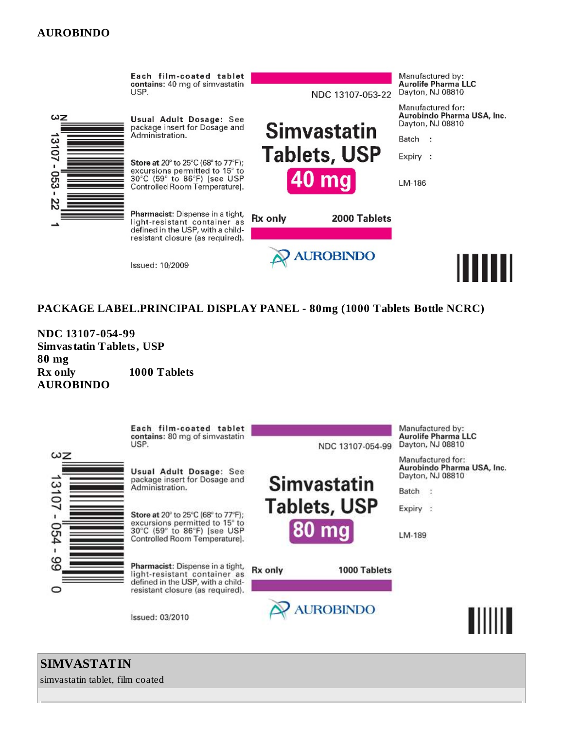**AUROBINDO**

Each film-coated tablet contains: 40 mg of simvastatin USP.

Usual Adult Dosage: See package insert for Dosage and Administration.

Store at 20° to 25°C (68° to 77°F); excursions permitted to 15° to 30°C (59° to 86°F) [see USP Controlled Room Temperature].

Pharmacist: Dispense in a tight, light-resistant container as defined in the USP, with a child-resistant closure (as required).

Issued: 10/2009

NDC 13107-053-22

Simvastatin Tablets, USP

40 mg

Rx only 2000 Tablets

AUROBINDO

Manufactured by:
**Aurolife Pharma LLC**
Dayton, NJ 08810

Manufactured for:
**Aurobindo Pharma USA, Inc.**
Dayton, NJ 08810

Batch :

Expiry :

LM-186

N 3 13107 - 053 - 22 1

**PACKAGE LABEL.PRINCIPAL DISPLAY PANEL - 80mg (1000 Tablets Bottle NCRC)**

**NDC 13107-054-99**
**Simvastatin Tablets, USP**
**80 mg**
**Rx only 1000 Tablets**
**AUROBINDO**

Each film-coated tablet contains: 80 mg of simvastatin USP.

Usual Adult Dosage: See package insert for Dosage and Administration.

Store at 20° to 25°C (68° to 77°F); excursions permitted to 15° to 30°C (59° to 86°F) [see USP Controlled Room Temperature].

Pharmacist: Dispense in a tight, light-resistant container as defined in the USP, with a child-resistant closure (as required).

Issued: 03/2010

NDC 13107-054-99

Simvastatin Tablets, USP

80 mg

Rx only 1000 Tablets

AUROBINDO

Manufactured by:
**Aurolife Pharma LLC**
Dayton, NJ 08810

Manufactured for:
**Aurobindo Pharma USA, Inc.**
Dayton, NJ 08810

Batch :

Expiry :

LM-189

N 3 13107 - 054 - 99 0

| **SIMVASTATIN** |
| --- |
| simvastatin tablet, film coated |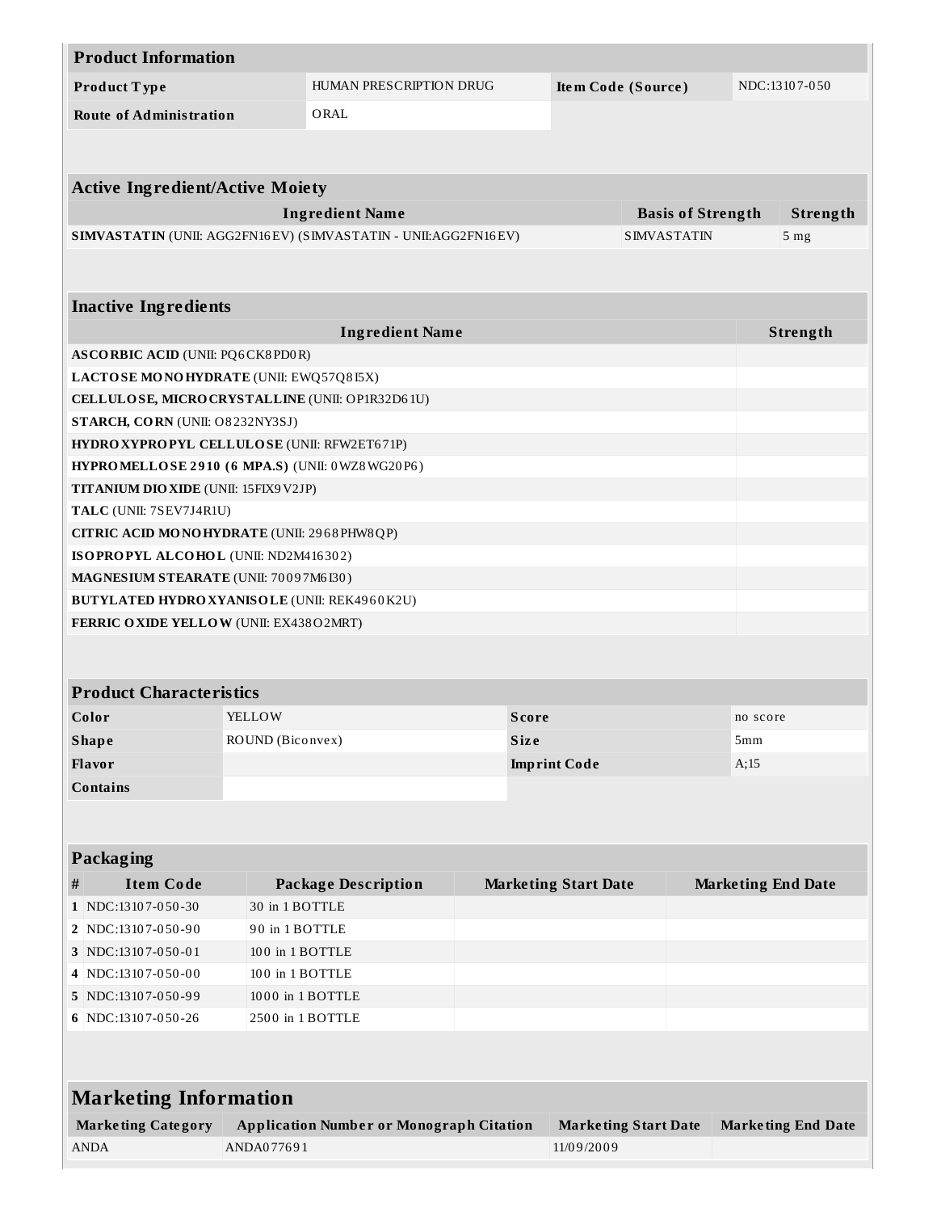## Product Information

| Product Type | HUMAN PRESCRIPTION DRUG | Item Code (Source) | NDC:13107-050 |
|---|---|---|---|
| Route of Administration | ORAL | | |

## Active Ingredient/Active Moiety

| Ingredient Name | Basis of Strength | Strength |
|---|---|---|
| **SIMVASTATIN** (UNII: AGG2FN16EV) (SIMVASTATIN - UNII:AGG2FN16EV) | SIMVASTATIN | 5 mg |

## Inactive Ingredients

| Ingredient Name | Strength |
|---|---|
| **ASCORBIC ACID** (UNII: PQ6CK8PD0R) | |
| **LACTOSE MONOHYDRATE** (UNII: EWQ57Q8I5X) | |
| **CELLULOSE, MICROCRYSTALLINE** (UNII: OP1R32D61U) | |
| **STARCH, CORN** (UNII: O8232NY3SJ) | |
| **HYDROXYPROPYL CELLULOSE** (UNII: RFW2ET671P) | |
| **HYPROMELLOSE 2910 (6 MPA.S)** (UNII: 0WZ8WG20P6) | |
| **TITANIUM DIOXIDE** (UNII: 15FIX9V2JP) | |
| **TALC** (UNII: 7SEV7J4R1U) | |
| **CITRIC ACID MONOHYDRATE** (UNII: 2968PHW8QP) | |
| **ISOPROPYL ALCOHOL** (UNII: ND2M416302) | |
| **MAGNESIUM STEARATE** (UNII: 70097M6I30) | |
| **BUTYLATED HYDROXYANISOLE** (UNII: REK4960K2U) | |
| **FERRIC OXIDE YELLOW** (UNII: EX438O2MRT) | |

## Product Characteristics

| Color | YELLOW | Score | no score |
|---|---|---|---|
| Shape | ROUND (Biconvex) | Size | 5mm |
| Flavor | | Imprint Code | A;15 |
| Contains | | | |

## Packaging

| # | Item Code | Package Description | Marketing Start Date | Marketing End Date |
|---|---|---|---|---|
| 1 | NDC:13107-050-30 | 30 in 1 BOTTLE | | |
| 2 | NDC:13107-050-90 | 90 in 1 BOTTLE | | |
| 3 | NDC:13107-050-01 | 100 in 1 BOTTLE | | |
| 4 | NDC:13107-050-00 | 100 in 1 BOTTLE | | |
| 5 | NDC:13107-050-99 | 1000 in 1 BOTTLE | | |
| 6 | NDC:13107-050-26 | 2500 in 1 BOTTLE | | |

## Marketing Information

| Marketing Category | Application Number or Monograph Citation | Marketing Start Date | Marketing End Date |
|---|---|---|---|
| ANDA | ANDA077691 | 11/09/2009 | |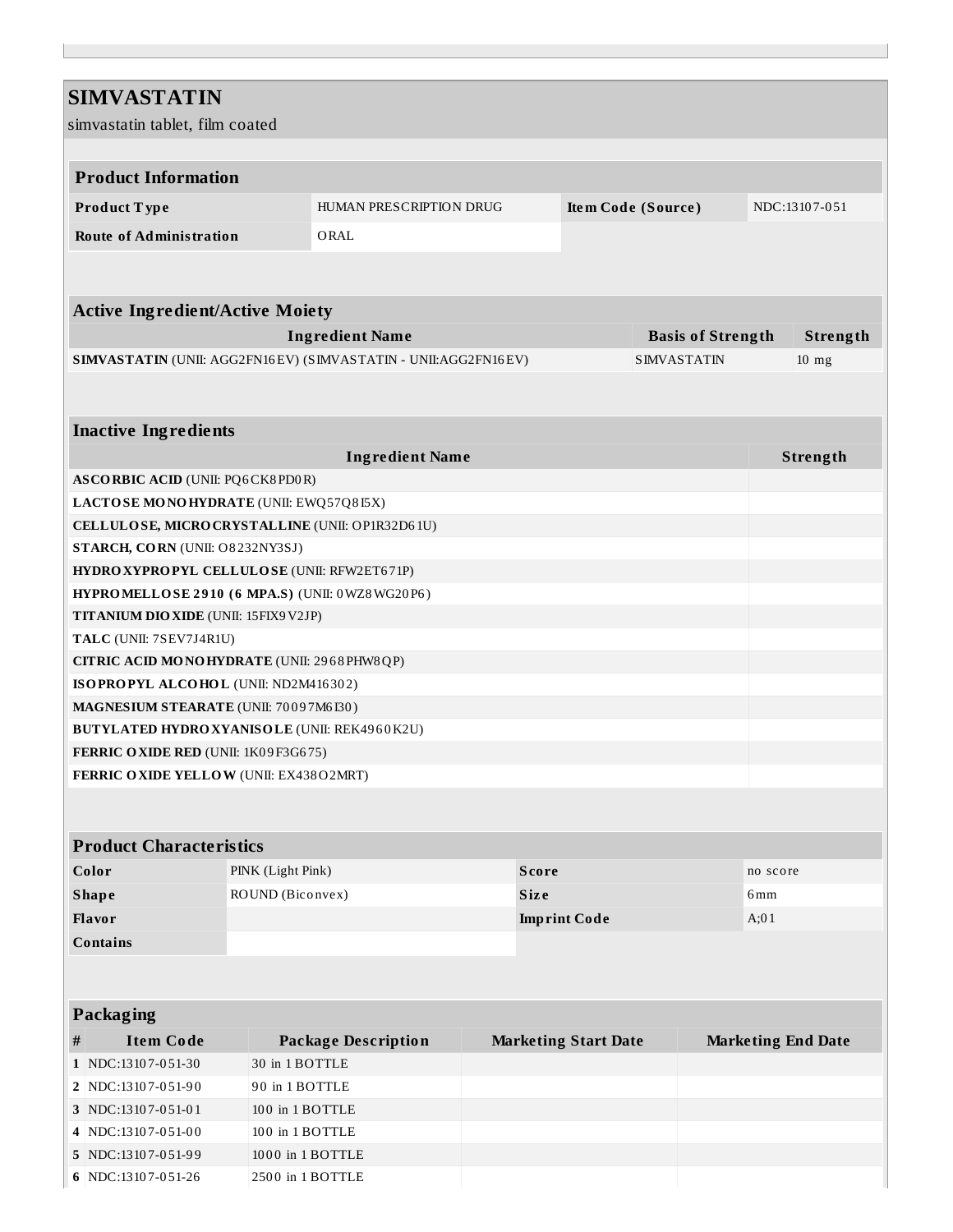# SIMVASTATIN

simvastatin tablet, film coated

## Product Information

| Product Type | HUMAN PRESCRIPTION DRUG | Item Code (Source) | NDC:13107-051 |
|---|---|---|---|
| Route of Administration | ORAL | | |

## Active Ingredient/Active Moiety

| Ingredient Name | Basis of Strength | Strength |
|---|---|---|
| **SIMVASTATIN** (UNII: AGG2FN16EV) (SIMVASTATIN - UNII:AGG2FN16EV) | SIMVASTATIN | 10 mg |

## Inactive Ingredients

| Ingredient Name | Strength |
|---|---|
| **ASCORBIC ACID** (UNII: PQ6CK8PD0R) | |
| **LACTOSE MONOHYDRATE** (UNII: EWQ57Q8I5X) | |
| **CELLULOSE, MICROCRYSTALLINE** (UNII: OP1R32D61U) | |
| **STARCH, CORN** (UNII: O8232NY3SJ) | |
| **HYDROXYPROPYL CELLULOSE** (UNII: RFW2ET671P) | |
| **HYPROMELLOSE 2910 (6 MPA.S)** (UNII: 0WZ8WG20P6) | |
| **TITANIUM DIOXIDE** (UNII: 15FIX9V2JP) | |
| **TALC** (UNII: 7SEV7J4R1U) | |
| **CITRIC ACID MONOHYDRATE** (UNII: 2968PHW8QP) | |
| **ISOPROPYL ALCOHOL** (UNII: ND2M416302) | |
| **MAGNESIUM STEARATE** (UNII: 70097M6I30) | |
| **BUTYLATED HYDROXYANISOLE** (UNII: REK4960K2U) | |
| **FERRIC OXIDE RED** (UNII: 1K09F3G675) | |
| **FERRIC OXIDE YELLOW** (UNII: EX438O2MRT) | |

## Product Characteristics

| Color | PINK (Light Pink) | Score | no score |
|---|---|---|---|
| Shape | ROUND (Biconvex) | Size | 6mm |
| Flavor | | Imprint Code | A;01 |
| Contains | | | |

## Packaging

| # | Item Code | Package Description | Marketing Start Date | Marketing End Date |
|---|---|---|---|---|
| 1 | NDC:13107-051-30 | 30 in 1 BOTTLE | | |
| 2 | NDC:13107-051-90 | 90 in 1 BOTTLE | | |
| 3 | NDC:13107-051-01 | 100 in 1 BOTTLE | | |
| 4 | NDC:13107-051-00 | 100 in 1 BOTTLE | | |
| 5 | NDC:13107-051-99 | 1000 in 1 BOTTLE | | |
| 6 | NDC:13107-051-26 | 2500 in 1 BOTTLE | | |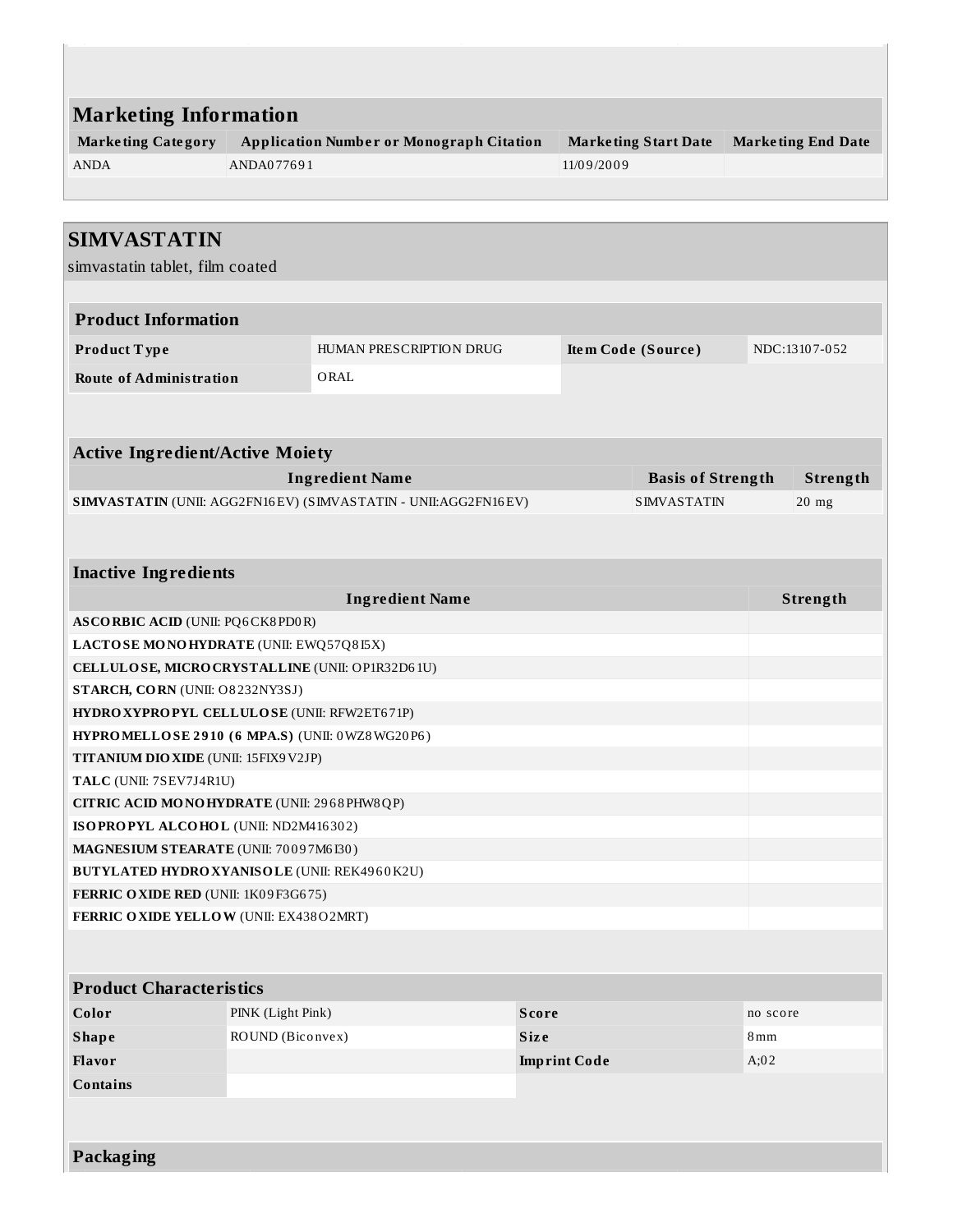## Marketing Information

| Marketing Category | Application Number or Monograph Citation | Marketing Start Date | Marketing End Date |
|---|---|---|---|
| ANDA | ANDA077691 | 11/09/2009 | |

## SIMVASTATIN

simvastatin tablet, film coated

### Product Information

| | | | |
|---|---|---|---|
| **Product Type** | HUMAN PRESCRIPTION DRUG | **Item Code (Source)** | NDC:13107-052 |
| **Route of Administration** | ORAL | | |

### Active Ingredient/Active Moiety

| Ingredient Name | Basis of Strength | Strength |
|---|---|---|
| **SIMVASTATIN** (UNII: AGG2FN16EV) (SIMVASTATIN - UNII:AGG2FN16EV) | SIMVASTATIN | 20 mg |

### Inactive Ingredients

| Ingredient Name | Strength |
|---|---|
| **ASCORBIC ACID** (UNII: PQ6CK8PD0R) | |
| **LACTOSE MONOHYDRATE** (UNII: EWQ57Q8I5X) | |
| **CELLULOSE, MICROCRYSTALLINE** (UNII: OP1R32D61U) | |
| **STARCH, CORN** (UNII: O8232NY3SJ) | |
| **HYDROXYPROPYL CELLULOSE** (UNII: RFW2ET671P) | |
| **HYPROMELLOSE 2910 (6 MPA.S)** (UNII: 0WZ8WG20P6) | |
| **TITANIUM DIOXIDE** (UNII: 15FIX9V2JP) | |
| **TALC** (UNII: 7SEV7J4R1U) | |
| **CITRIC ACID MONOHYDRATE** (UNII: 2968PHW8QP) | |
| **ISOPROPYL ALCOHOL** (UNII: ND2M416302) | |
| **MAGNESIUM STEARATE** (UNII: 70097M6I30) | |
| **BUTYLATED HYDROXYANISOLE** (UNII: REK4960K2U) | |
| **FERRIC OXIDE RED** (UNII: 1K09F3G675) | |
| **FERRIC OXIDE YELLOW** (UNII: EX438O2MRT) | |

### Product Characteristics

| | | | |
|---|---|---|---|
| **Color** | PINK (Light Pink) | **Score** | no score |
| **Shape** | ROUND (Biconvex) | **Size** | 8mm |
| **Flavor** | | **Imprint Code** | A;02 |
| **Contains** | | | |

### Packaging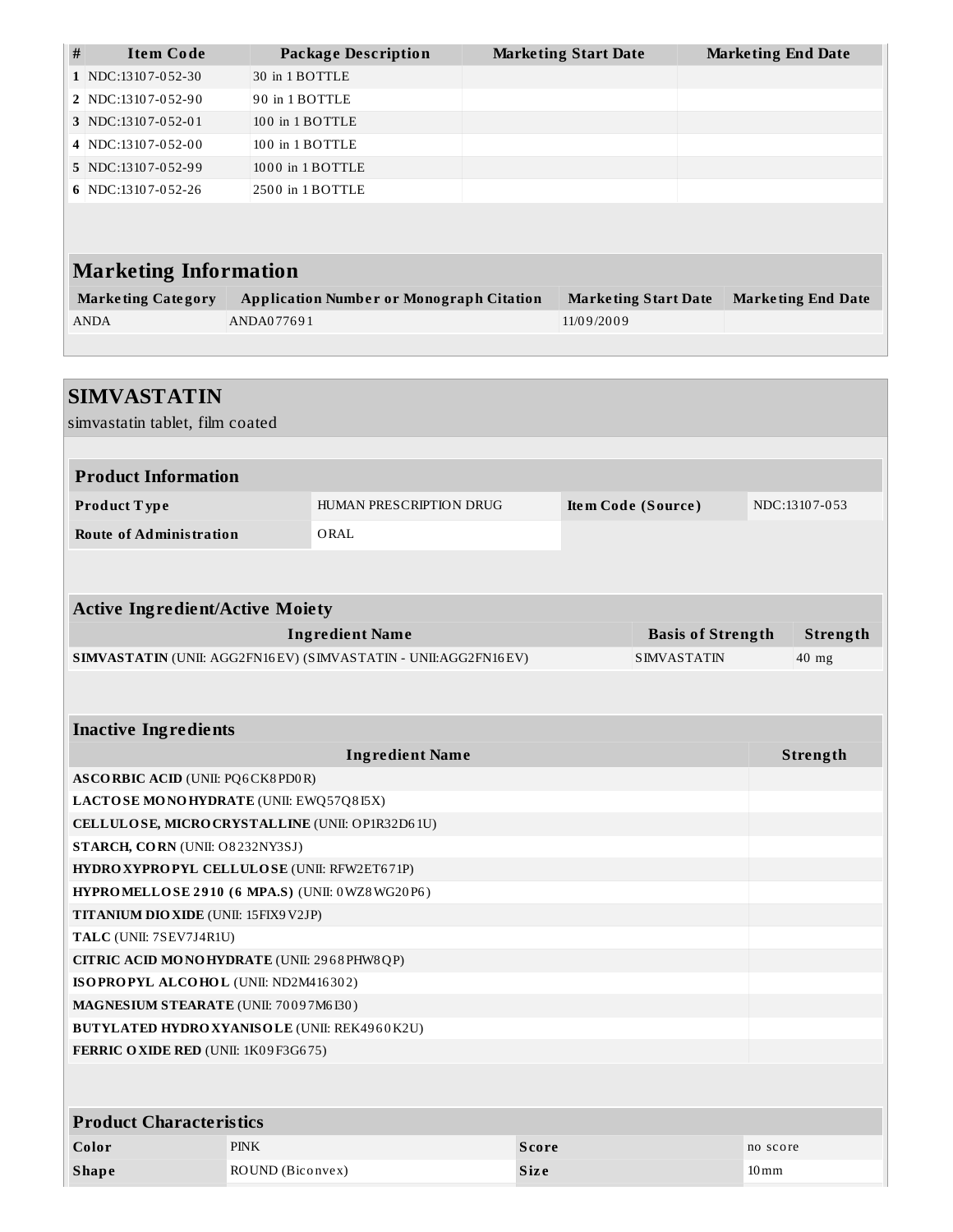| # | Item Code | Package Description | Marketing Start Date | Marketing End Date |
|---|---|---|---|---|
| 1 | NDC:13107-052-30 | 30 in 1 BOTTLE | | |
| 2 | NDC:13107-052-90 | 90 in 1 BOTTLE | | |
| 3 | NDC:13107-052-01 | 100 in 1 BOTTLE | | |
| 4 | NDC:13107-052-00 | 100 in 1 BOTTLE | | |
| 5 | NDC:13107-052-99 | 1000 in 1 BOTTLE | | |
| 6 | NDC:13107-052-26 | 2500 in 1 BOTTLE | | |

## Marketing Information

| Marketing Category | Application Number or Monograph Citation | Marketing Start Date | Marketing End Date |
|---|---|---|---|
| ANDA | ANDA077691 | 11/09/2009 | |

# SIMVASTATIN

simvastatin tablet, film coated

## Product Information

| Product Type | HUMAN PRESCRIPTION DRUG | Item Code (Source) | NDC:13107-053 |
|---|---|---|---|
| Route of Administration | ORAL | | |

## Active Ingredient/Active Moiety

| Ingredient Name | Basis of Strength | Strength |
|---|---|---|
| **SIMVASTATIN** (UNII: AGG2FN16EV) (SIMVASTATIN - UNII:AGG2FN16EV) | SIMVASTATIN | 40 mg |

## Inactive Ingredients

| Ingredient Name | Strength |
|---|---|
| **ASCORBIC ACID** (UNII: PQ6CK8PD0R) | |
| **LACTOSE MONOHYDRATE** (UNII: EWQ57Q8I5X) | |
| **CELLULOSE, MICROCRYSTALLINE** (UNII: OP1R32D61U) | |
| **STARCH, CORN** (UNII: O8232NY3SJ) | |
| **HYDROXYPROPYL CELLULOSE** (UNII: RFW2ET671P) | |
| **HYPROMELLOSE 2910 (6 MPA.S)** (UNII: 0WZ8WG20P6) | |
| **TITANIUM DIOXIDE** (UNII: 15FIX9V2JP) | |
| **TALC** (UNII: 7SEV7J4R1U) | |
| **CITRIC ACID MONOHYDRATE** (UNII: 2968PHW8QP) | |
| **ISOPROPYL ALCOHOL** (UNII: ND2M416302) | |
| **MAGNESIUM STEARATE** (UNII: 70097M6I30) | |
| **BUTYLATED HYDROXYANISOLE** (UNII: REK4960K2U) | |
| **FERRIC OXIDE RED** (UNII: 1K09F3G675) | |

## Product Characteristics

| Color | PINK | Score | no score |
|---|---|---|---|
| Shape | ROUND (Biconvex) | Size | 10mm |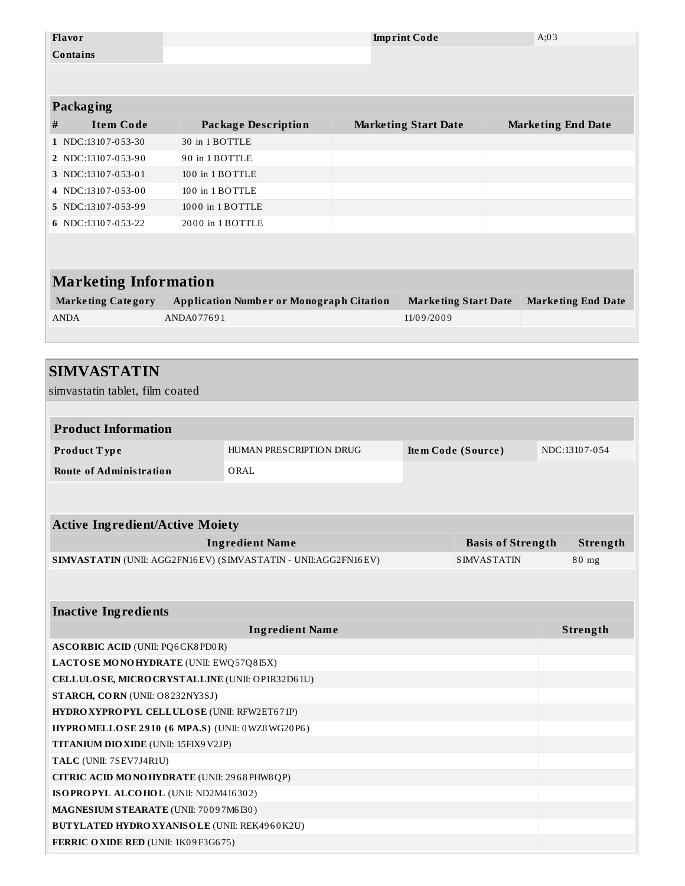| Flavor | | Imprint Code | A;03 |
| --- | --- | --- | --- |
| Contains | | | |

| Packaging | | | | |
| --- | --- | --- | --- | --- |
| # | Item Code | Package Description | Marketing Start Date | Marketing End Date |
| 1 | NDC:13107-053-30 | 30 in 1 BOTTLE | | |
| 2 | NDC:13107-053-90 | 90 in 1 BOTTLE | | |
| 3 | NDC:13107-053-01 | 100 in 1 BOTTLE | | |
| 4 | NDC:13107-053-00 | 100 in 1 BOTTLE | | |
| 5 | NDC:13107-053-99 | 1000 in 1 BOTTLE | | |
| 6 | NDC:13107-053-22 | 2000 in 1 BOTTLE | | |

## Marketing Information

| Marketing Category | Application Number or Monograph Citation | Marketing Start Date | Marketing End Date |
| --- | --- | --- | --- |
| ANDA | ANDA077691 | 11/09/2009 | |

# SIMVASTATIN

simvastatin tablet, film coated

| Product Information | | | |
| --- | --- | --- | --- |
| Product Type | HUMAN PRESCRIPTION DRUG | Item Code (Source) | NDC:13107-054 |
| Route of Administration | ORAL | | |

| Active Ingredient/Active Moiety | | |
| --- | --- | --- |
| Ingredient Name | Basis of Strength | Strength |
| **SIMVASTATIN** (UNII: AGG2FN16EV) (SIMVASTATIN - UNII:AGG2FN16EV) | SIMVASTATIN | 80 mg |

| Inactive Ingredients | |
| --- | --- |
| Ingredient Name | Strength |
| **ASCORBIC ACID** (UNII: PQ6CK8PD0R) | |
| **LACTOSE MONOHYDRATE** (UNII: EWQ57Q8I5X) | |
| **CELLULOSE, MICROCRYSTALLINE** (UNII: OP1R32D61U) | |
| **STARCH, CORN** (UNII: O8232NY3SJ) | |
| **HYDROXYPROPYL CELLULOSE** (UNII: RFW2ET671P) | |
| **HYPROMELLOSE 2910 (6 MPA.S)** (UNII: 0WZ8WG20P6) | |
| **TITANIUM DIOXIDE** (UNII: 15FIX9V2JP) | |
| **TALC** (UNII: 7SEV7J4R1U) | |
| **CITRIC ACID MONOHYDRATE** (UNII: 2968PHW8QP) | |
| **ISOPROPYL ALCOHOL** (UNII: ND2M416302) | |
| **MAGNESIUM STEARATE** (UNII: 70097M6I30) | |
| **BUTYLATED HYDROXYANISOLE** (UNII: REK4960K2U) | |
| **FERRIC OXIDE RED** (UNII: 1K09F3G675) | |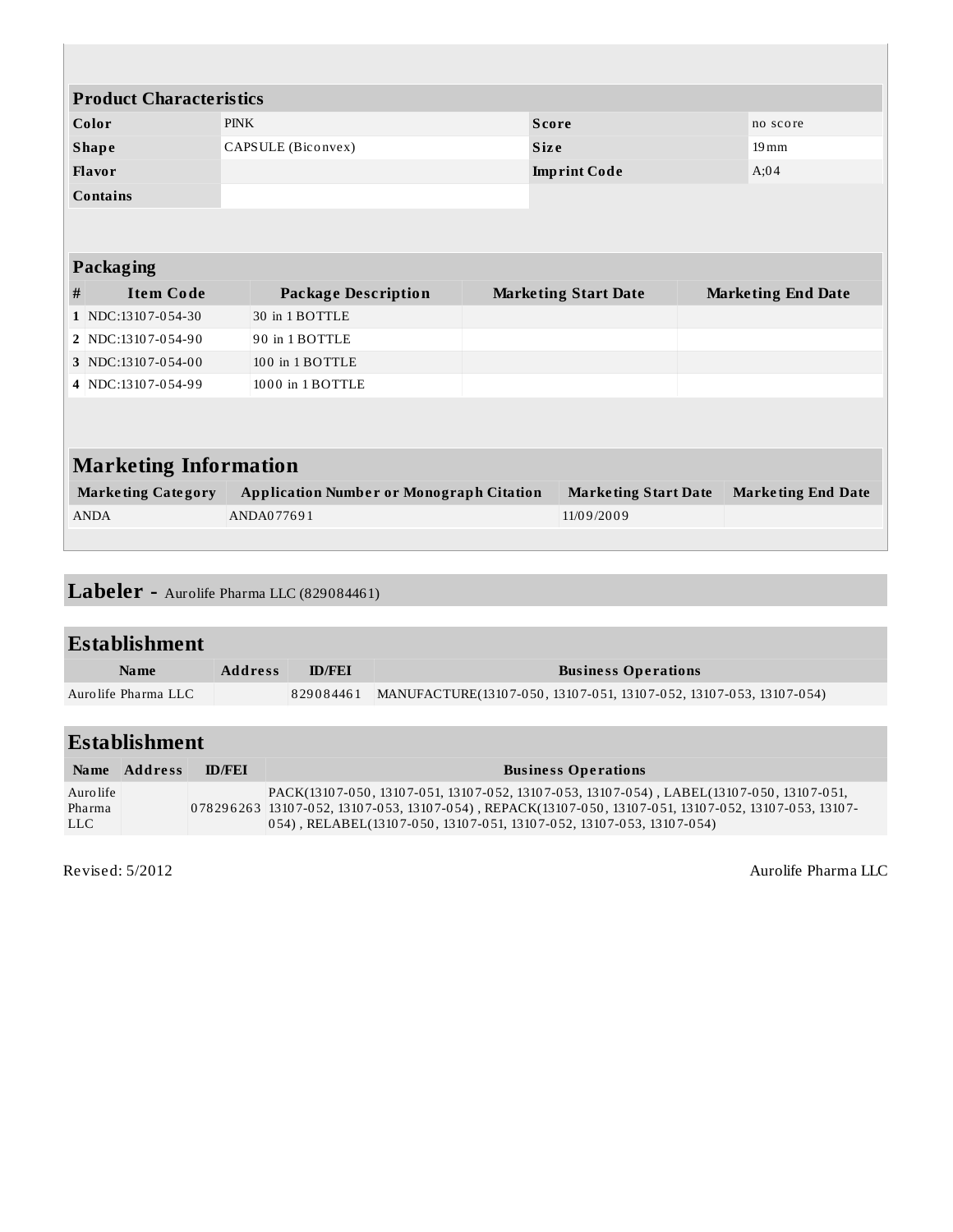| Product Characteristics | | | |
|---|---|---|---|
| **Color** | PINK | **Score** | no score |
| **Shape** | CAPSULE (Biconvex) | **Size** | 19mm |
| **Flavor** | | **Imprint Code** | A;04 |
| **Contains** | | | |

| Packaging | | | | |
|---|---|---|---|---|
| **#** | **Item Code** | **Package Description** | **Marketing Start Date** | **Marketing End Date** |
| 1 | NDC:13107-054-30 | 30 in 1 BOTTLE | | |
| 2 | NDC:13107-054-90 | 90 in 1 BOTTLE | | |
| 3 | NDC:13107-054-00 | 100 in 1 BOTTLE | | |
| 4 | NDC:13107-054-99 | 1000 in 1 BOTTLE | | |

| Marketing Information | | | |
|---|---|---|---|
| **Marketing Category** | **Application Number or Monograph Citation** | **Marketing Start Date** | **Marketing End Date** |
| ANDA | ANDA077691 | 11/09/2009 | |

## Labeler - Aurolife Pharma LLC (829084461)

## Establishment

| Name | Address | ID/FEI | Business Operations |
|---|---|---|---|
| Aurolife Pharma LLC | | 829084461 | MANUFACTURE(13107-050, 13107-051, 13107-052, 13107-053, 13107-054) |

## Establishment

| Name | Address | ID/FEI | Business Operations |
|---|---|---|---|
| Aurolife Pharma LLC | | 078296263 | PACK(13107-050, 13107-051, 13107-052, 13107-053, 13107-054) , LABEL(13107-050, 13107-051, 13107-052, 13107-053, 13107-054) , REPACK(13107-050, 13107-051, 13107-052, 13107-053, 13107-054) , RELABEL(13107-050, 13107-051, 13107-052, 13107-053, 13107-054) |

Revised: 5/2012

Aurolife Pharma LLC